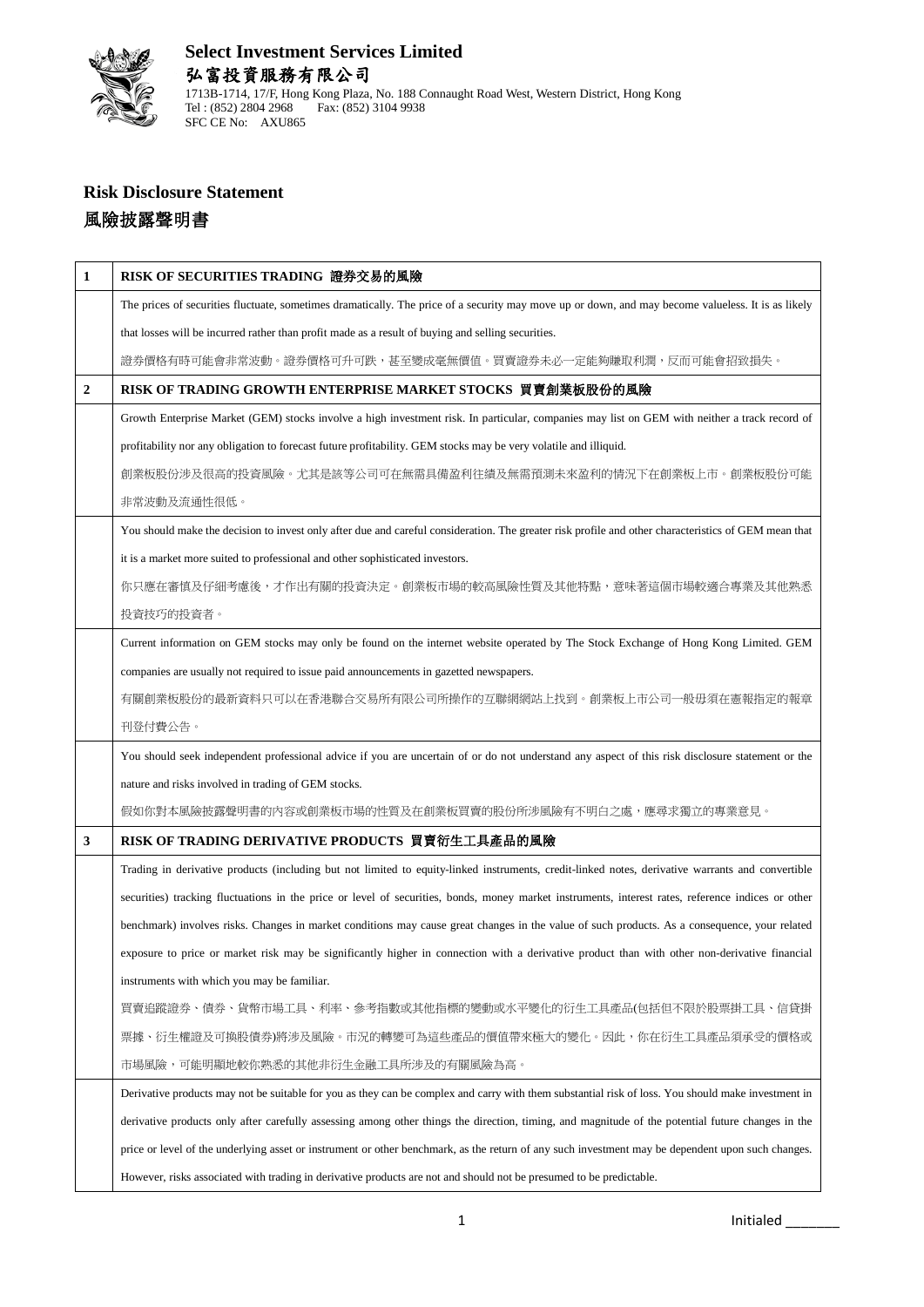**Select Investment Services Limited**
**弘富投資服務有限公司**
1713B-1714, 17/F, Hong Kong Plaza, No. 188 Connaught Road West, Western District, Hong Kong
Tel : (852) 2804 2968 Fax: (852) 3104 9938
SFC CE No: AXU865

# Risk Disclosure Statement
# 風險披露聲明書

| 1 | **RISK OF SECURITIES TRADING 證券交易的風險** |
|---|---|
| | The prices of securities fluctuate, sometimes dramatically. The price of a security may move up or down, and may become valueless. It is as likely that losses will be incurred rather than profit made as a result of buying and selling securities.<br>證券價格有時可能會非常波動。證券價格可升可跌，甚至變成毫無價值。買賣證券未必一定能夠賺取利潤，反而可能會招致損失。 |
| **2** | **RISK OF TRADING GROWTH ENTERPRISE MARKET STOCKS 買賣創業板股份的風險** |
| | Growth Enterprise Market (GEM) stocks involve a high investment risk. In particular, companies may list on GEM with neither a track record of profitability nor any obligation to forecast future profitability. GEM stocks may be very volatile and illiquid.<br>創業板股份涉及很高的投資風險。尤其是該等公司可在無需具備盈利往績及無需預測未來盈利的情況下在創業板上市。創業板股份可能非常波動及流通性很低。 |
| | You should make the decision to invest only after due and careful consideration. The greater risk profile and other characteristics of GEM mean that it is a market more suited to professional and other sophisticated investors.<br>你只應在審慎及仔細考慮後，才作出有關的投資決定。創業板市場的較高風險性質及其他特點，意味著這個市場較適合專業及其他熟悉投資技巧的投資者。 |
| | Current information on GEM stocks may only be found on the internet website operated by The Stock Exchange of Hong Kong Limited. GEM companies are usually not required to issue paid announcements in gazetted newspapers.<br>有關創業板股份的最新資料只可以在香港聯合交易所有限公司所操作的互聯網網站上找到。創業板上市公司一般毋須在憲報指定的報章刊登付費公告。 |
| | You should seek independent professional advice if you are uncertain of or do not understand any aspect of this risk disclosure statement or the nature and risks involved in trading of GEM stocks.<br>假如你對本風險披露聲明書的內容或創業板市場的性質及在創業板買賣的股份所涉風險有不明白之處，應尋求獨立的專業意見。 |
| **3** | **RISK OF TRADING DERIVATIVE PRODUCTS 買賣衍生工具產品的風險** |
| | Trading in derivative products (including but not limited to equity-linked instruments, credit-linked notes, derivative warrants and convertible securities) tracking fluctuations in the price or level of securities, bonds, money market instruments, interest rates, reference indices or other benchmark) involves risks. Changes in market conditions may cause great changes in the value of such products. As a consequence, your related exposure to price or market risk may be significantly higher in connection with a derivative product than with other non-derivative financial instruments with which you may be familiar.<br>買賣追蹤證券、債券、貨幣市場工具、利率、參考指數或其他指標的變動或水平變化的衍生工具產品(包括但不限於股票掛工具、信貸掛票據、衍生權證及可換股債券)將涉及風險。市況的轉變可為這些產品的價值帶來極大的變化。因此，你在衍生工具產品須承受的價格或市場風險，可能明顯地較你熟悉的其他非衍生金融工具所涉及的有關風險為高。 |
| | Derivative products may not be suitable for you as they can be complex and carry with them substantial risk of loss. You should make investment in derivative products only after carefully assessing among other things the direction, timing, and magnitude of the potential future changes in the price or level of the underlying asset or instrument or other benchmark, as the return of any such investment may be dependent upon such changes. However, risks associated with trading in derivative products are not and should not be presumed to be predictable. |

Initialed _______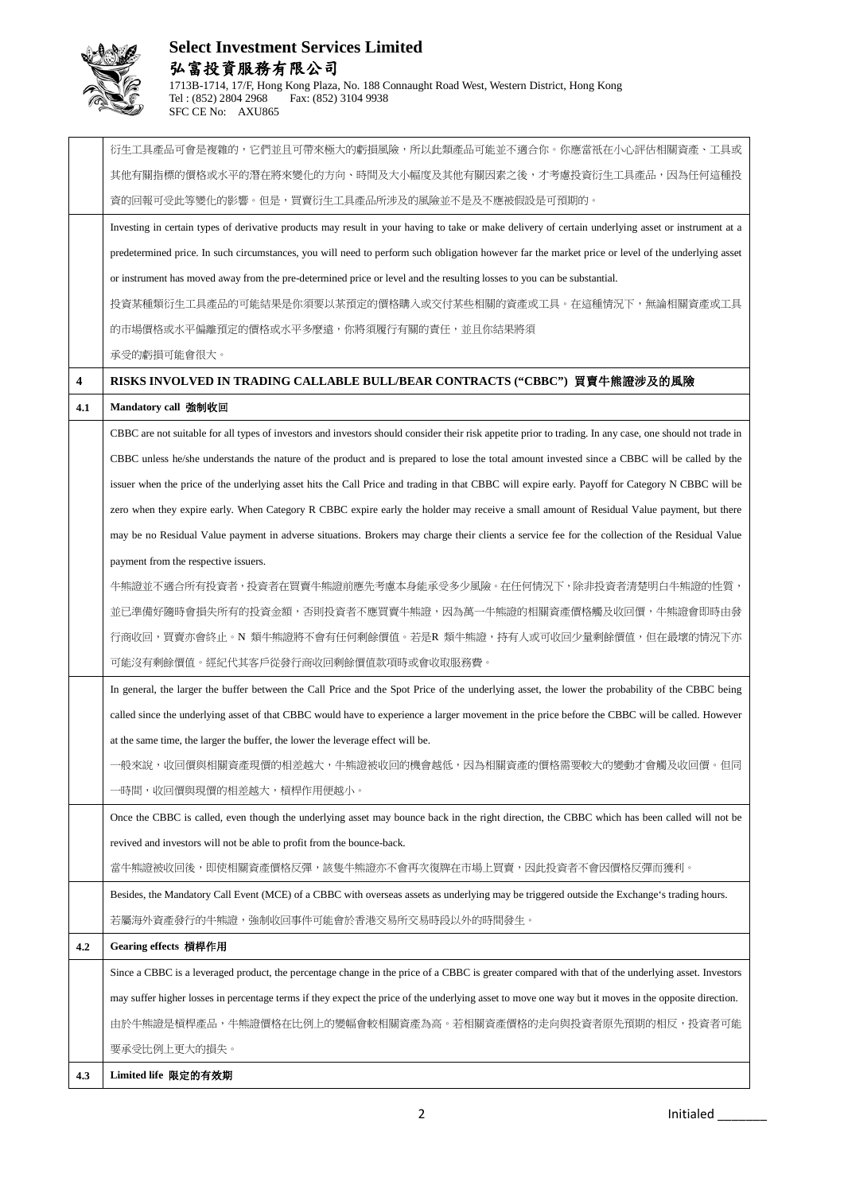衍生工具產品可會是複雜的，它們並且可帶來極大的虧損風險，所以此類產品可能並不適合你。你應當祇在小心評估相關資產、工具或其他有關指標的價格或水平的潛在將來變化的方向、時間及大小幅度及其他有關因素之後，才考慮投資衍生工具產品，因為任何這種投資的回報可受此等變化的影響。但是，買賣衍生工具產品所涉及的風險並不是及不應被假設是可預期的。

Investing in certain types of derivative products may result in your having to take or make delivery of certain underlying asset or instrument at a predetermined price. In such circumstances, you will need to perform such obligation however far the market price or level of the underlying asset or instrument has moved away from the pre-determined price or level and the resulting losses to you can be substantial.

投資某種類衍生工具產品的可能結果是你須要以某預定的價格購入或交付某些相關的資產或工具。在這種情況下，無論相關資產或工具的市場價格或水平偏離預定的價格或水平多麼遠，你將須履行有關的責任，並且你結果將須承受的虧損可能會很大。

## 4 RISKS INVOLVED IN TRADING CALLABLE BULL/BEAR CONTRACTS ("CBBC") 買賣牛熊證涉及的風險

### 4.1 Mandatory call 強制收回

CBBC are not suitable for all types of investors and investors should consider their risk appetite prior to trading. In any case, one should not trade in CBBC unless he/she understands the nature of the product and is prepared to lose the total amount invested since a CBBC will be called by the issuer when the price of the underlying asset hits the Call Price and trading in that CBBC will expire early. Payoff for Category N CBBC will be zero when they expire early. When Category R CBBC expire early the holder may receive a small amount of Residual Value payment, but there may be no Residual Value payment in adverse situations. Brokers may charge their clients a service fee for the collection of the Residual Value payment from the respective issuers.

牛熊證並不適合所有投資者，投資者在買賣牛熊證前應先考慮本身能承受多少風險。在任何情況下，除非投資者清楚明白牛熊證的性質，並已準備好隨時會損失所有的投資金額，否則投資者不應買賣牛熊證，因為萬一牛熊證的相關資產價格觸及收回價，牛熊證會即時由發行商收回，買賣亦會終止。N 類牛熊證將不會有任何剩餘價值。若是R 類牛熊證，持有人或可收回少量剩餘價值，但在最壞的情況下亦可能沒有剩餘價值。經紀代其客戶從發行商收回剩餘價值款項時或會收取服務費。

In general, the larger the buffer between the Call Price and the Spot Price of the underlying asset, the lower the probability of the CBBC being called since the underlying asset of that CBBC would have to experience a larger movement in the price before the CBBC will be called. However at the same time, the larger the buffer, the lower the leverage effect will be.

一般來說，收回價與相關資產現價的相差越大，牛熊證被收回的機會越低，因為相關資產的價格需要較大的變動才會觸及收回價。但同一時間，收回價與現價的相差越大，槓桿作用便越小。

Once the CBBC is called, even though the underlying asset may bounce back in the right direction, the CBBC which has been called will not be revived and investors will not be able to profit from the bounce-back.

當牛熊證被收回後，即使相關資產價格反彈，該隻牛熊證亦不會再次復牌在市場上買賣，因此投資者不會因價格反彈而獲利。

Besides, the Mandatory Call Event (MCE) of a CBBC with overseas assets as underlying may be triggered outside the Exchange's trading hours.

若屬海外資產發行的牛熊證，強制收回事件可能會於香港交易所交易時段以外的時間發生。

### 4.2 Gearing effects 槓桿作用

Since a CBBC is a leveraged product, the percentage change in the price of a CBBC is greater compared with that of the underlying asset. Investors may suffer higher losses in percentage terms if they expect the price of the underlying asset to move one way but it moves in the opposite direction.

由於牛熊證是槓桿產品，牛熊證價格在比例上的變幅會較相關資產為高。若相關資產價格的走向與投資者原先預期的相反，投資者可能要承受比例上更大的損失。

### 4.3 Limited life 限定的有效期

Initialed _______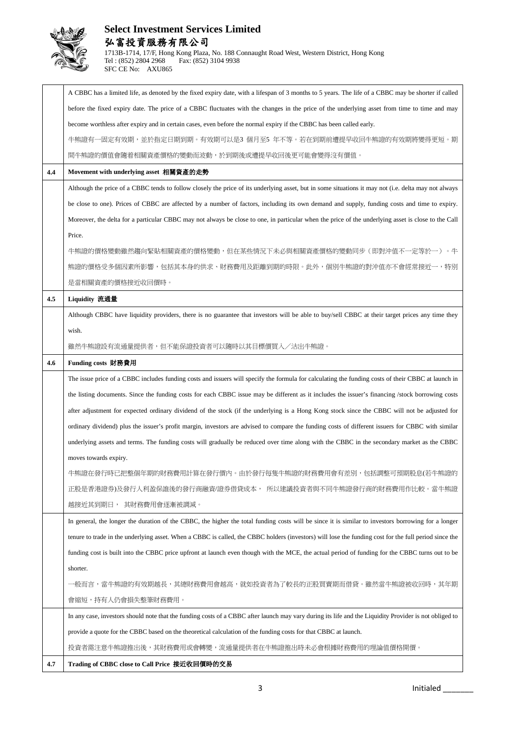| | |
|---|---|
| | A CBBC has a limited life, as denoted by the fixed expiry date, with a lifespan of 3 months to 5 years. The life of a CBBC may be shorter if called before the fixed expiry date. The price of a CBBC fluctuates with the changes in the price of the underlying asset from time to time and may become worthless after expiry and in certain cases, even before the normal expiry if the CBBC has been called early.<br>牛熊證有一固定有效期，並於指定日期到期。有效期可以是3 個月至5 年不等。若在到期前遭提早收回牛熊證的有效期將變得更短。期間牛熊證的價值會隨着相關資產價格的變動而波動，於到期後或遭提早收回後更可能會變得沒有價值。 |
| **4.4** | **Movement with underlying asset 相關資產的走勢** |
| | Although the price of a CBBC tends to follow closely the price of its underlying asset, but in some situations it may not (i.e. delta may not always be close to one). Prices of CBBC are affected by a number of factors, including its own demand and supply, funding costs and time to expiry. Moreover, the delta for a particular CBBC may not always be close to one, in particular when the price of the underlying asset is close to the Call Price.<br>牛熊證的價格變動雖然趨向緊貼相關資產的價格變動，但在某些情況下未必與相關資產價格的變動同步（即對沖值不一定等於一）。牛熊證的價格受多個因素所影響，包括其本身的供求、財務費用及距離到期的時限。此外，個別牛熊證的對沖值亦不會經常接近一，特別是當相關資產的價格接近收回價時。 |
| **4.5** | **Liquidity 流通量** |
| | Although CBBC have liquidity providers, there is no guarantee that investors will be able to buy/sell CBBC at their target prices any time they wish.<br>雖然牛熊證設有流通量提供者，但不能保證投資者可以隨時以其目標價買入／沽出牛熊證。 |
| **4.6** | **Funding costs 財務費用** |
| | The issue price of a CBBC includes funding costs and issuers will specify the formula for calculating the funding costs of their CBBC at launch in the listing documents. Since the funding costs for each CBBC issue may be different as it includes the issuer's financing /stock borrowing costs after adjustment for expected ordinary dividend of the stock (if the underlying is a Hong Kong stock since the CBBC will not be adjusted for ordinary dividend) plus the issuer's profit margin, investors are advised to compare the funding costs of different issuers for CBBC with similar underlying assets and terms. The funding costs will gradually be reduced over time along with the CBBC in the secondary market as the CBBC moves towards expiry.<br>牛熊證在發行時已把整個年期的財務費用計算在發行價內。由於發行每隻牛熊證的財務費用會有差別，包括調整可預期股息(若牛熊證的正股是香港證券)及發行人利盈保誰後的發行商融資/證券借貸成本， 所以建議投資者與不同牛熊證發行商的財務費用作比較。當牛熊證越接近其到期日， 其財務費用會逐漸被調減。 |
| | In general, the longer the duration of the CBBC, the higher the total funding costs will be since it is similar to investors borrowing for a longer tenure to trade in the underlying asset. When a CBBC is called, the CBBC holders (investors) will lose the funding cost for the full period since the funding cost is built into the CBBC price upfront at launch even though with the MCE, the actual period of funding for the CBBC turns out to be shorter.<br>一般而言，當牛熊證的有效期越長，其總財務費用會越高，就如投資者為了較長的正股買賣期而借貸。雖然當牛熊證被收回時，其年期會縮短，持有人仍會損失整筆財務費用。 |
| | In any case, investors should note that the funding costs of a CBBC after launch may vary during its life and the Liquidity Provider is not obliged to provide a quote for the CBBC based on the theoretical calculation of the funding costs for that CBBC at launch.<br>投資者需注意牛熊證推出後，其財務費用或會轉變，流通量提供者在牛熊證推出時未必會根據財務費用的理論值價格開價。 |
| **4.7** | **Trading of CBBC close to Call Price 接近收回價時的交易** |

Initialed _______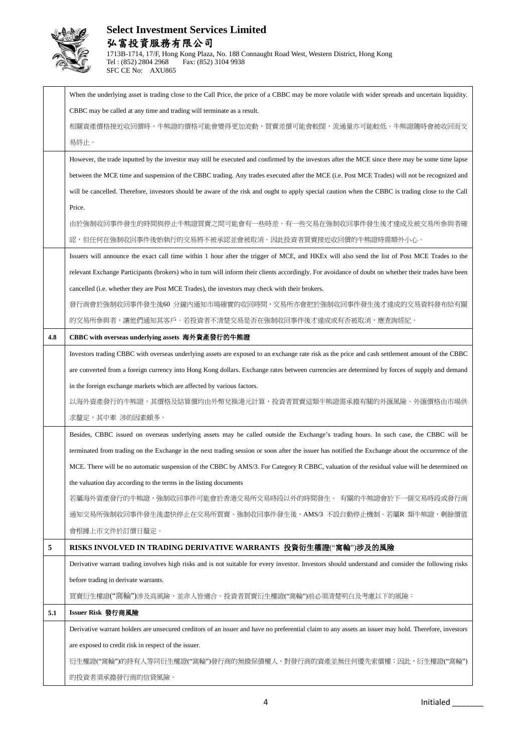**Select Investment Services Limited**
**弘富投資服務有限公司**
1713B-1714, 17/F, Hong Kong Plaza, No. 188 Connaught Road West, Western District, Hong Kong
Tel : (852) 2804 2968 Fax: (852) 3104 9938
SFC CE No: AXU865

| | |
|---|---|
| | When the underlying asset is trading close to the Call Price, the price of a CBBC may be more volatile with wider spreads and uncertain liquidity. CBBC may be called at any time and trading will terminate as a result.<br>相關資產價格接近收回價時，牛熊證的價格可能會變得更加波動，買賣差價可能會較闊，流通量亦可能較低。牛熊證隨時會被收回而交易終止。 |
| | However, the trade inputted by the investor may still be executed and confirmed by the investors after the MCE since there may be some time lapse between the MCE time and suspension of the CBBC trading. Any trades executed after the MCE (i.e. Post MCE Trades) will not be recognized and will be cancelled. Therefore, investors should be aware of the risk and ought to apply special caution when the CBBC is trading close to the Call Price.<br>由於強制收回事件發生的時間與停止牛熊證買賣之間可能會有一些時差。有一些交易在強制收回事件發生後才達成及被交易所參與者確認，但任何在強制收回事件後始執行的交易將不被承認並會被取消。因此投資者買賣接近收回價的牛熊證時需額外小心。 |
| | Issuers will announce the exact call time within 1 hour after the trigger of MCE, and HKEx will also send the list of Post MCE Trades to the relevant Exchange Participants (brokers) who in turn will inform their clients accordingly. For avoidance of doubt on whether their trades have been cancelled (i.e. whether they are Post MCE Trades), the investors may check with their brokers.<br>發行商會於強制收回事件發生後60 分鐘內通知市場確實的收回時間，交易所亦會把於強制收回事件發生後才達成的交易資料發布給有關的交易所參與者，讓他們通知其客戶。若投資者不清楚交易是否在強制收回事件後才達成或有否被取消，應查詢經紀。 |
| **4.8** | **CBBC with overseas underlying assets 海外資產發行的牛熊證** |
| | Investors trading CBBC with overseas underlying assets are exposed to an exchange rate risk as the price and cash settlement amount of the CBBC are converted from a foreign currency into Hong Kong dollars. Exchange rates between currencies are determined by forces of supply and demand in the foreign exchange markets which are affected by various factors.<br>以海外資產發行的牛熊證，其價格及結算價均由外幣兌換港元計算，投資者買賣這類牛熊證需承擔有關的外匯風險。外匯價格由市場供求釐定，其中牽 涉的因素頗多。 |
| | Besides, CBBC issued on overseas underlying assets may be called outside the Exchange's trading hours. In such case, the CBBC will be terminated from trading on the Exchange in the next trading session or soon after the issuer has notified the Exchange about the occurrence of the MCE. There will be no automatic suspension of the CBBC by AMS/3. For Category R CBBC, valuation of the residual value will be determined on the valuation day according to the terms in the listing documents<br>若屬海外資產發行的牛熊證，強制收回事件可能會於香港交易所交易時段以外的時間發生。 有關的牛熊證會於下一個交易時段或發行商通知交易所強制收回事件發生後盡快停止在交易所買賣。強制收回事件發生後，AMS/3 不設自動停止機制。若屬R 類牛熊證，剩餘價值會根據上市文件於訂價日釐定。 |
| **5** | **RISKS INVOLVED IN TRADING DERIVATIVE WARRANTS 投資衍生權證("窩輪")涉及的風險** |
| | Derivative warrant trading involves high risks and is not suitable for every investor. Investors should understand and consider the following risks before trading in derivate warrants.<br>買賣衍生權證("窩輪")涉及高風險，並非人皆適合。投資者買賣衍生權證("窩輪")前必須清楚明白及考慮以下的風險： |
| **5.1** | **Issuer Risk 發行商風險** |
| | Derivative warrant holders are unsecured creditors of an issuer and have no preferential claim to any assets an issuer may hold. Therefore, investors are exposed to credit risk in respect of the issuer.<br>衍生權證("窩輪")的持有人等同衍生權證("窩輪")發行商的無擔保債權人，對發行商的資產並無任何優先索償權；因此，衍生權證("窩輪")的投資者須承擔發行商的信貸風險。 |

Initialed _______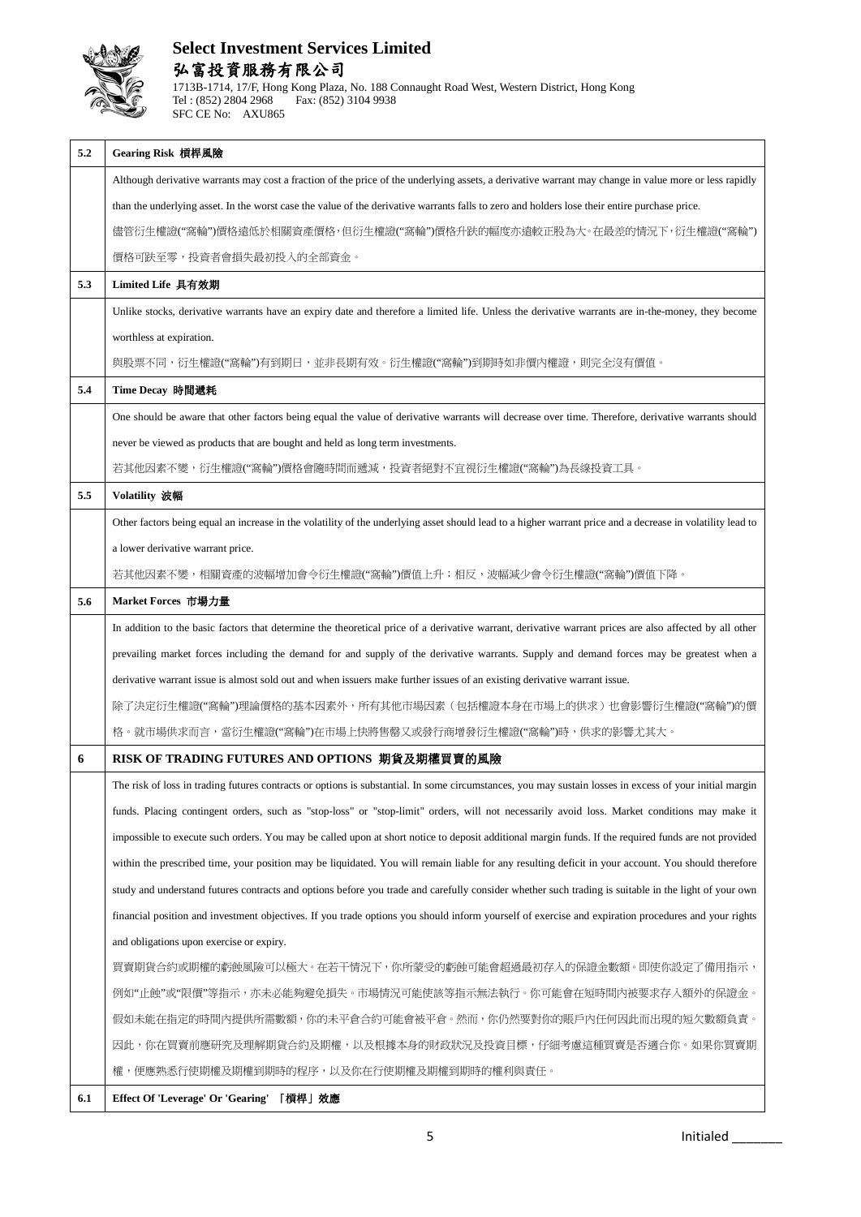| | |
|---|---|
| **5.2** | **Gearing Risk 槓桿風險** |
| | Although derivative warrants may cost a fraction of the price of the underlying assets, a derivative warrant may change in value more or less rapidly than the underlying asset. In the worst case the value of the derivative warrants falls to zero and holders lose their entire purchase price.<br>儘管衍生權證("窩輪")價格遠低於相關資產價格，但衍生權證("窩輪")價格升跌的幅度亦遠較正股為大。在最差的情況下，衍生權證("窩輪")價格可跌至零，投資者會損失最初投入的全部資金。 |
| **5.3** | **Limited Life 具有效期** |
| | Unlike stocks, derivative warrants have an expiry date and therefore a limited life. Unless the derivative warrants are in-the-money, they become worthless at expiration.<br>與股票不同，衍生權證("窩輪")有到期日，並非長期有效。衍生權證("窩輪")到期時如非價內權證，則完全沒有價值。 |
| **5.4** | **Time Decay 時間遞耗** |
| | One should be aware that other factors being equal the value of derivative warrants will decrease over time. Therefore, derivative warrants should never be viewed as products that are bought and held as long term investments.<br>若其他因素不變，衍生權證("窩輪")價格會隨時間而遞減，投資者絕對不宜視衍生權證("窩輪")為長線投資工具。 |
| **5.5** | **Volatility 波幅** |
| | Other factors being equal an increase in the volatility of the underlying asset should lead to a higher warrant price and a decrease in volatility lead to a lower derivative warrant price.<br>若其他因素不變，相關資產的波幅增加會令衍生權證("窩輪")價值上升；相反，波幅減少會令衍生權證("窩輪")價值下降。 |
| **5.6** | **Market Forces 市場力量** |
| | In addition to the basic factors that determine the theoretical price of a derivative warrant, derivative warrant prices are also affected by all other prevailing market forces including the demand for and supply of the derivative warrants. Supply and demand forces may be greatest when a derivative warrant issue is almost sold out and when issuers make further issues of an existing derivative warrant issue.<br>除了決定衍生權證("窩輪")理論價格的基本因素外，所有其他市場因素（包括權證本身在市場上的供求）也會影響衍生權證("窩輪")的價格。就市場供求而言，當衍生權證("窩輪")在市場上快將售罄又或發行商增發衍生權證("窩輪")時，供求的影響尤其大。 |
| **6** | **RISK OF TRADING FUTURES AND OPTIONS 期貨及期權買賣的風險** |
| | The risk of loss in trading futures contracts or options is substantial. In some circumstances, you may sustain losses in excess of your initial margin funds. Placing contingent orders, such as "stop-loss" or "stop-limit" orders, will not necessarily avoid loss. Market conditions may make it impossible to execute such orders. You may be called upon at short notice to deposit additional margin funds. If the required funds are not provided within the prescribed time, your position may be liquidated. You will remain liable for any resulting deficit in your account. You should therefore study and understand futures contracts and options before you trade and carefully consider whether such trading is suitable in the light of your own financial position and investment objectives. If you trade options you should inform yourself of exercise and expiration procedures and your rights and obligations upon exercise or expiry.<br>買賣期貨合約或期權的虧蝕風險可以極大。在若干情況下，你所蒙受的虧蝕可能會超過最初存入的保證金數額。即使你設定了備用指示，例如"止蝕"或"限價"等指示，亦未必能夠避免損失。市場情況可能使該等指示無法執行。你可能會在短時間內被要求存入額外的保證金。假如未能在指定的時間內提供所需數額，你的未平倉合約可能會被平倉。然而，你仍然要對你的賬戶內任何因此而出現的短欠數額負責。因此，你在買賣前應研究及理解期貨合約及期權，以及根據本身的財政狀況及投資目標，仔細考慮這種買賣是否適合你。如果你買賣期權，便應熟悉行使期權及期權到期時的程序，以及你在行使期權及期權到期時的權利與責任。 |
| **6.1** | **Effect Of 'Leverage' Or 'Gearing' 「槓桿」效應** |

Initialed _______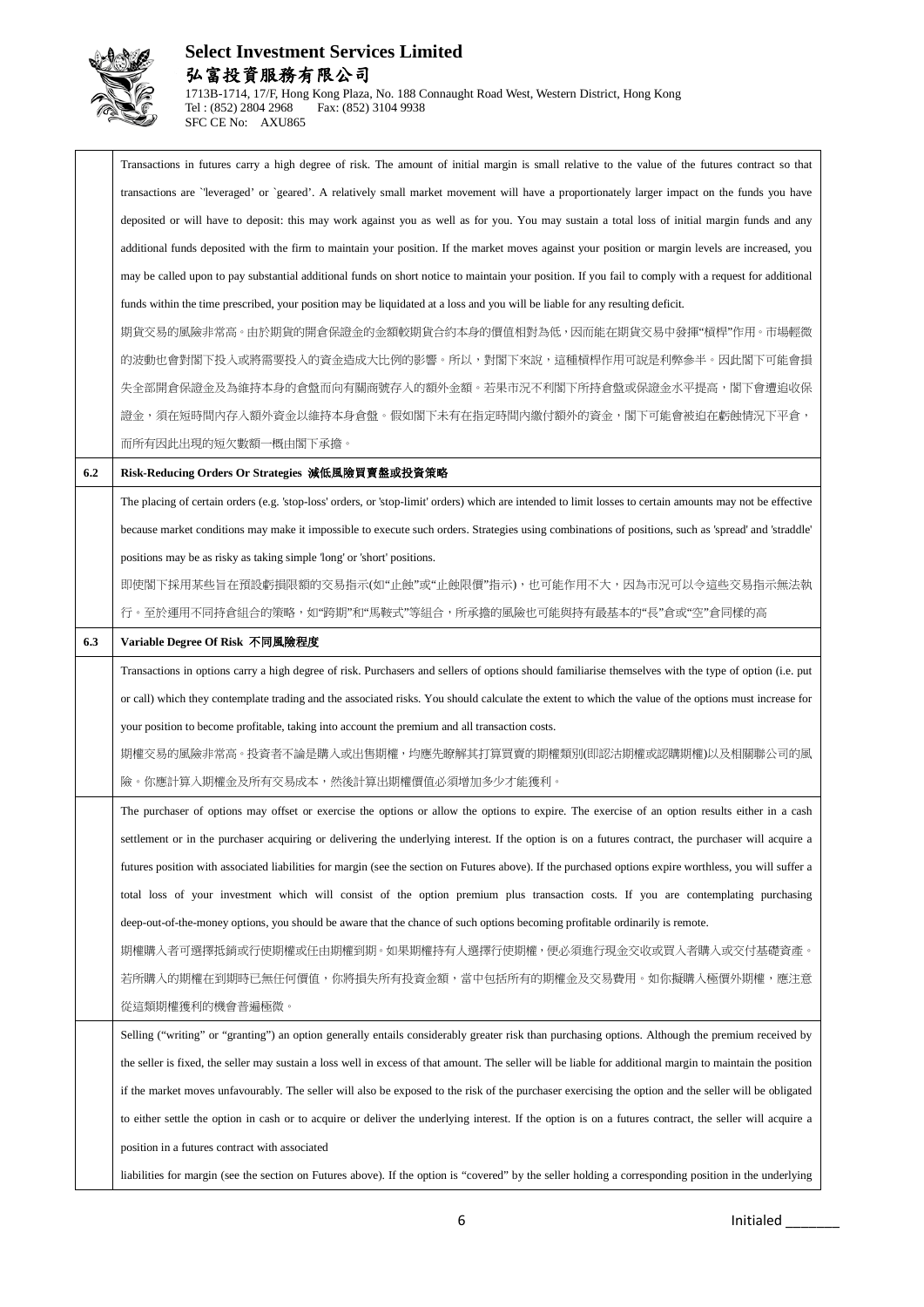| | |
|---|---|
| | Transactions in futures carry a high degree of risk. The amount of initial margin is small relative to the value of the futures contract so that transactions are `'leveraged' or `geared'. A relatively small market movement will have a proportionately larger impact on the funds you have deposited or will have to deposit: this may work against you as well as for you. You may sustain a total loss of initial margin funds and any additional funds deposited with the firm to maintain your position. If the market moves against your position or margin levels are increased, you may be called upon to pay substantial additional funds on short notice to maintain your position. If you fail to comply with a request for additional funds within the time prescribed, your position may be liquidated at a loss and you will be liable for any resulting deficit.<br>期貨交易的風險非常高。由於期貨的開倉保證金的金額較期貨合約本身的價值相對為低，因而能在期貨交易中發揮"槓桿"作用。市場輕微的波動也會對閣下投入或將需要投入的資金造成大比例的影響。所以，對閣下來說，這種槓桿作用可說是利弊參半。因此閣下可能會損失全部開倉保證金及為維持本身的倉盤而向有關商號存入的額外金額。若果市況不利閣下所持倉盤或保證金水平提高，閣下會遭追收保證金，須在短時間內存入額外資金以維持本身倉盤。假如閣下未有在指定時間內繳付額外的資金，閣下可能會被迫在虧蝕情況下平倉，而所有因此出現的短欠數額一概由閣下承擔。 |
| **6.2** | **Risk-Reducing Orders Or Strategies 減低風險買賣盤或投資策略** |
| | The placing of certain orders (e.g. 'stop-loss' orders, or 'stop-limit' orders) which are intended to limit losses to certain amounts may not be effective because market conditions may make it impossible to execute such orders. Strategies using combinations of positions, such as 'spread' and 'straddle' positions may be as risky as taking simple 'long' or 'short' positions.<br>即使閣下採用某些旨在預設虧損限額的交易指示(如"止蝕"或"止蝕限價"指示)，也可能作用不大，因為市況可以令這些交易指示無法執行。至於運用不同持倉組合的策略，如"跨期"和"馬鞍式"等組合，所承擔的風險也可能與持有最基本的"長"倉或"空"倉同樣的高 |
| **6.3** | **Variable Degree Of Risk 不同風險程度** |
| | Transactions in options carry a high degree of risk. Purchasers and sellers of options should familiarise themselves with the type of option (i.e. put or call) which they contemplate trading and the associated risks. You should calculate the extent to which the value of the options must increase for your position to become profitable, taking into account the premium and all transaction costs.<br>期權交易的風險非常高。投資者不論是購入或出售期權，均應先瞭解其打算買賣的期權類別(即認沽期權或認購期權)以及相關聯公司的風險。你應計算入期權金及所有交易成本，然後計算出期權價值必須增加多少才能獲利。 |
| | The purchaser of options may offset or exercise the options or allow the options to expire. The exercise of an option results either in a cash settlement or in the purchaser acquiring or delivering the underlying interest. If the option is on a futures contract, the purchaser will acquire a futures position with associated liabilities for margin (see the section on Futures above). If the purchased options expire worthless, you will suffer a total loss of your investment which will consist of the option premium plus transaction costs. If you are contemplating purchasing deep-out-of-the-money options, you should be aware that the chance of such options becoming profitable ordinarily is remote.<br>期權購入者可選擇抵銷或行使期權或任由期權到期。如果期權持有人選擇行使期權，便必須進行現金交收或買入者購入或交付基礎資產。若所購入的期權在到期時已無任何價值，你將損失所有投資金額，當中包括所有的期權金及交易費用。如你擬購入極價外期權，應注意從這類期權獲利的機會普遍極微。 |
| | Selling ("writing" or "granting") an option generally entails considerably greater risk than purchasing options. Although the premium received by the seller is fixed, the seller may sustain a loss well in excess of that amount. The seller will be liable for additional margin to maintain the position if the market moves unfavourably. The seller will also be exposed to the risk of the purchaser exercising the option and the seller will be obligated to either settle the option in cash or to acquire or deliver the underlying interest. If the option is on a futures contract, the seller will acquire a position in a futures contract with associated<br>liabilities for margin (see the section on Futures above). If the option is "covered" by the seller holding a corresponding position in the underlying |

Initialed _______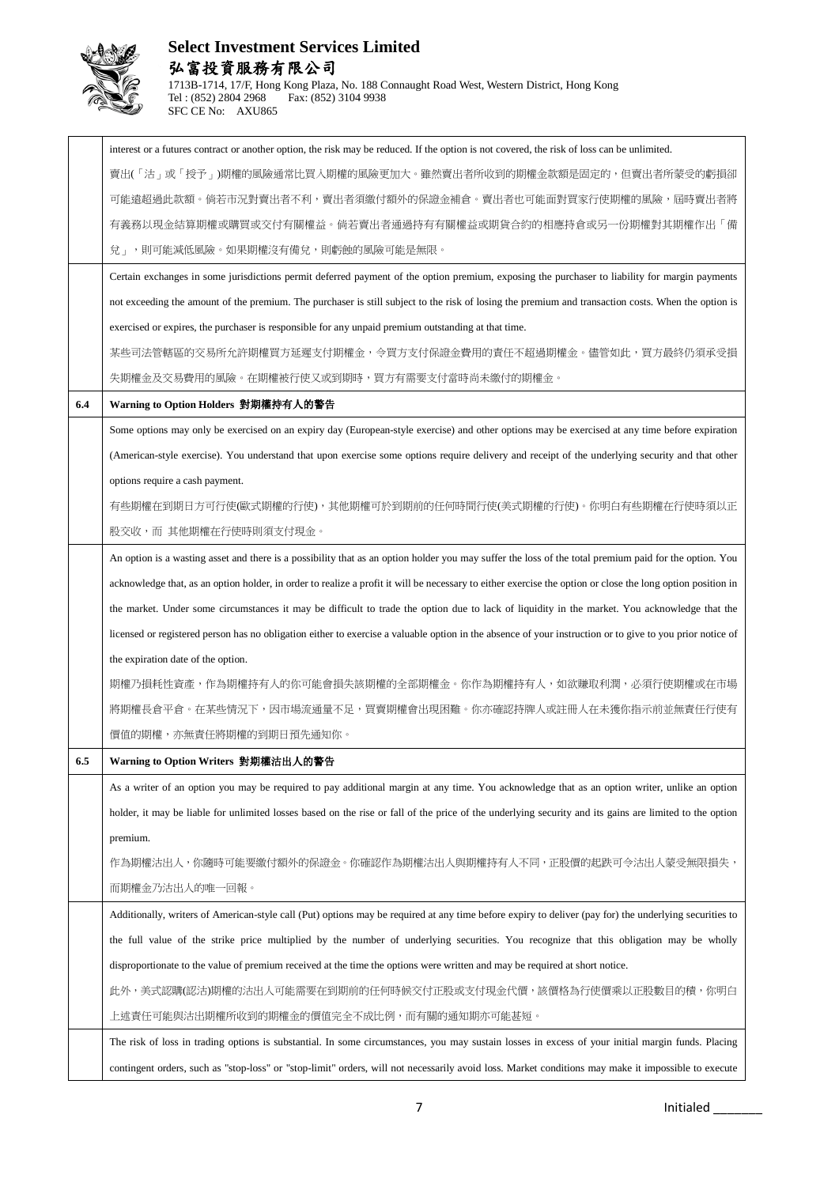| | |
|---|---|
| | interest or a futures contract or another option, the risk may be reduced. If the option is not covered, the risk of loss can be unlimited.<br>賣出(「沽」或「授予」)期權的風險通常比買入期權的風險更加大。雖然賣出者所收到的期權金款額是固定的，但賣出者所蒙受的虧損卻可能遠超過此款額。倘若市況對賣出者不利，賣出者須繳付額外的保證金補倉。賣出者也可能面對買家行使期權的風險，屆時賣出者將有義務以現金結算期權或購買或交付有關權益。倘若賣出者通過持有有關權益或期貨合約的相應持倉或另一份期權對其期權作出「備兌」，則可能減低風險。如果期權沒有備兌，則虧蝕的風險可能是無限。 |
| | Certain exchanges in some jurisdictions permit deferred payment of the option premium, exposing the purchaser to liability for margin payments not exceeding the amount of the premium. The purchaser is still subject to the risk of losing the premium and transaction costs. When the option is exercised or expires, the purchaser is responsible for any unpaid premium outstanding at that time.<br>某些司法管轄區的交易所允許期權買方延遲支付期權金，令買方支付保證金費用的責任不超過期權金。儘管如此，買方最終仍須承受損失期權金及交易費用的風險。在期權被行使又或到期時，買方有需要支付當時尚未繳付的期權金。 |
| **6.4** | **Warning to Option Holders 對期權持有人的警告** |
| | Some options may only be exercised on an expiry day (European-style exercise) and other options may be exercised at any time before expiration (American-style exercise). You understand that upon exercise some options require delivery and receipt of the underlying security and that other options require a cash payment.<br>有些期權在到期日方可行使(歐式期權的行使)，其他期權可於到期前的任何時間行使(美式期權的行使)。你明白有些期權在行使時須以正股交收，而 其他期權在行使時則須支付現金。 |
| | An option is a wasting asset and there is a possibility that as an option holder you may suffer the loss of the total premium paid for the option. You acknowledge that, as an option holder, in order to realize a profit it will be necessary to either exercise the option or close the long option position in the market. Under some circumstances it may be difficult to trade the option due to lack of liquidity in the market. You acknowledge that the licensed or registered person has no obligation either to exercise a valuable option in the absence of your instruction or to give to you prior notice of the expiration date of the option.<br>期權乃損耗性資產，作為期權持有人的你可能會損失該期權的全部期權金。你作為期權持有人，如欲賺取利潤，必須行使期權或在市場將期權長倉平倉。在某些情況下，因市場流通量不足，買賣期權會出現困難。你亦確認持牌人或註冊人在未獲你指示前並無責任行使有價值的期權，亦無責任將期權的到期日預先通知你。 |
| **6.5** | **Warning to Option Writers 對期權沽出人的警告** |
| | As a writer of an option you may be required to pay additional margin at any time. You acknowledge that as an option writer, unlike an option holder, it may be liable for unlimited losses based on the rise or fall of the price of the underlying security and its gains are limited to the option premium.<br>作為期權沽出人，你隨時可能要繳付額外的保證金。你確認作為期權沽出人與期權持有人不同，正股價的起跌可令沽出人蒙受無限損失，而期權金乃沽出人的唯一回報。 |
| | Additionally, writers of American-style call (Put) options may be required at any time before expiry to deliver (pay for) the underlying securities to the full value of the strike price multiplied by the number of underlying securities. You recognize that this obligation may be wholly disproportionate to the value of premium received at the time the options were written and may be required at short notice.<br>此外，美式認購(認沽)期權的沽出人可能需要在到期前的任何時候交付正股或支付現金代價，該價格為行使價乘以正股數目的積，你明白上述責任可能與沽出期權所收到的期權金的價值完全不成比例，而有關的通知期亦可能甚短。 |
| | The risk of loss in trading options is substantial. In some circumstances, you may sustain losses in excess of your initial margin funds. Placing contingent orders, such as "stop-loss" or "stop-limit" orders, will not necessarily avoid loss. Market conditions may make it impossible to execute |

Initialed _______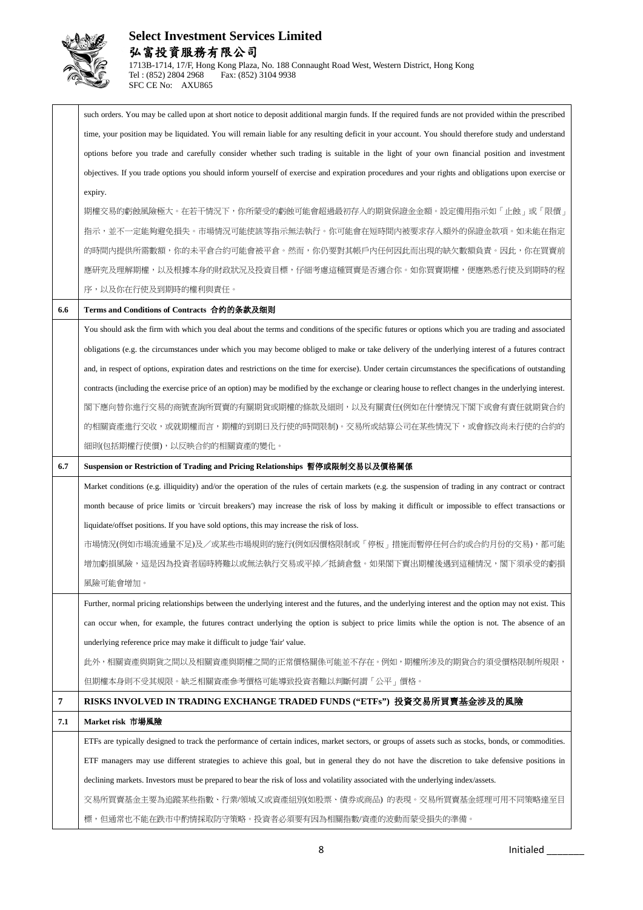| | |
|---|---|
| | such orders. You may be called upon at short notice to deposit additional margin funds. If the required funds are not provided within the prescribed time, your position may be liquidated. You will remain liable for any resulting deficit in your account. You should therefore study and understand options before you trade and carefully consider whether such trading is suitable in the light of your own financial position and investment objectives. If you trade options you should inform yourself of exercise and expiration procedures and your rights and obligations upon exercise or expiry.<br>期權交易的虧蝕風險極大。在若干情況下，你所蒙受的虧蝕可能會超過最初存入的期貨保證金金額。設定備用指示如「止蝕」或「限價」指示，並不一定能夠避免損失。市場情況可能使該等指示無法執行。你可能會在短時間內被要求存入額外的保證金款項。如未能在指定的時間內提供所需數額，你的未平倉合約可能會被平倉。然而，你仍要對其帳戶內任何因此而出現的缺欠數額負責。因此，你在買賣前應研究及理解期權，以及根據本身的財政狀況及投資目標，仔細考慮這種買賣是否適合你。如你買賣期權，便應熟悉行使及到期時的程序，以及你在行使及到期時的權利與責任。 |
| **6.6** | **Terms and Conditions of Contracts 合约的条款及细则** |
| | You should ask the firm with which you deal about the terms and conditions of the specific futures or options which you are trading and associated obligations (e.g. the circumstances under which you may become obliged to make or take delivery of the underlying interest of a futures contract and, in respect of options, expiration dates and restrictions on the time for exercise). Under certain circumstances the specifications of outstanding contracts (including the exercise price of an option) may be modified by the exchange or clearing house to reflect changes in the underlying interest.<br>閣下應向替你進行交易的商號查詢所買賣的有關期貨或期權的條款及細則，以及有關責任(例如在什麼情況下閣下或會有責任就期貨合約的相關資產進行交收，或就期權而言，期權的到期日及行使的時間限制)。交易所或結算公司在某些情況下，或會修改尚未行使的合約的細則(包括期權行使價)，以反映合約的相關資產的變化。 |
| **6.7** | **Suspension or Restriction of Trading and Pricing Relationships 暫停或限制交易以及價格關係** |
| | Market conditions (e.g. illiquidity) and/or the operation of the rules of certain markets (e.g. the suspension of trading in any contract or contract month because of price limits or 'circuit breakers') may increase the risk of loss by making it difficult or impossible to effect transactions or liquidate/offset positions. If you have sold options, this may increase the risk of loss.<br>市場情況(例如市場流通量不足)及／或某些市場規則的施行(例如因價格限制或「停板」措施而暫停任何合約或合約月份的交易)，都可能增加虧損風險，這是因為投資者屆時將難以或無法執行交易或平掉／抵銷倉盤。如果閣下賣出期權後遇到這種情況，閣下須承受的虧損風險可能會增加。 |
| | Further, normal pricing relationships between the underlying interest and the futures, and the underlying interest and the option may not exist. This can occur when, for example, the futures contract underlying the option is subject to price limits while the option is not. The absence of an underlying reference price may make it difficult to judge 'fair' value.<br>此外，相關資產與期貨之間以及相關資產與期權之間的正常價格關係可能並不存在。例如，期權所涉及的期貨合約須受價格限制所規限，但期權本身則不受其規限。缺乏相關資產參考價格可能導致投資者難以判斷何謂「公平」價格。 |
| **7** | **RISKS INVOLVED IN TRADING EXCHANGE TRADED FUNDS ("ETFs") 投資交易所買賣基金涉及的風險** |
| **7.1** | **Market risk 市場風險** |
| | ETFs are typically designed to track the performance of certain indices, market sectors, or groups of assets such as stocks, bonds, or commodities. ETF managers may use different strategies to achieve this goal, but in general they do not have the discretion to take defensive positions in declining markets. Investors must be prepared to bear the risk of loss and volatility associated with the underlying index/assets.<br>交易所買賣基金主要為追蹤某些指數、行業/領域又或資產組別(如股票、債券或商品) 的表現。交易所買賣基金經理可用不同策略達至目標，但通常也不能在跌市中酌情採取防守策略。投資者必須要有因為相關指數/資產的波動而蒙受損失的準備。 |

Initialed _______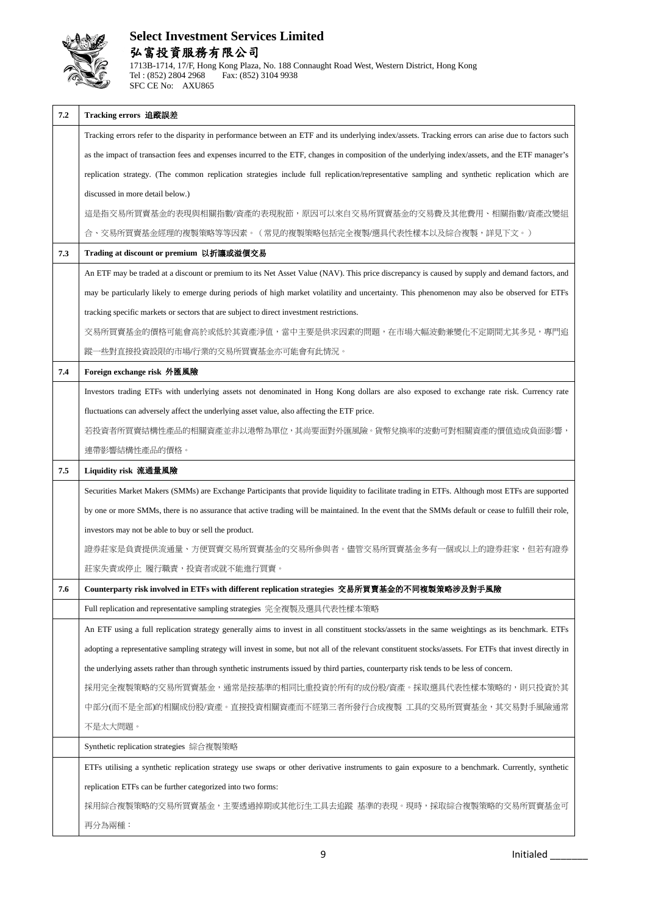**Select Investment Services Limited**
**弘富投資服務有限公司**
1713B-1714, 17/F, Hong Kong Plaza, No. 188 Connaught Road West, Western District, Hong Kong
Tel : (852) 2804 2968 Fax: (852) 3104 9938
SFC CE No: AXU865

| | |
|---|---|
| **7.2** | **Tracking errors 追蹤誤差** |
| | Tracking errors refer to the disparity in performance between an ETF and its underlying index/assets. Tracking errors can arise due to factors such as the impact of transaction fees and expenses incurred to the ETF, changes in composition of the underlying index/assets, and the ETF manager's replication strategy. (The common replication strategies include full replication/representative sampling and synthetic replication which are discussed in more detail below.)<br>這是指交易所買賣基金的表現與相關指數/資產的表現脫節，原因可以來自交易所買賣基金的交易費及其他費用、相關指數/資產改變組合、交易所買賣基金經理的複製策略等等因素。（常見的複製策略包括完全複製/選具代表性樣本以及綜合複製，詳見下文。） |
| **7.3** | **Trading at discount or premium 以折讓或溢價交易** |
| | An ETF may be traded at a discount or premium to its Net Asset Value (NAV). This price discrepancy is caused by supply and demand factors, and may be particularly likely to emerge during periods of high market volatility and uncertainty. This phenomenon may also be observed for ETFs tracking specific markets or sectors that are subject to direct investment restrictions.<br>交易所買賣基金的價格可能會高於或低於其資產淨值，當中主要是供求因素的問題，在市場大幅波動兼變化不定期間尤其多見，專門追蹤一些對直接投資設限的市場/行業的交易所買賣基金亦可能會有此情況。 |
| **7.4** | **Foreign exchange risk 外匯風險** |
| | Investors trading ETFs with underlying assets not denominated in Hong Kong dollars are also exposed to exchange rate risk. Currency rate fluctuations can adversely affect the underlying asset value, also affecting the ETF price.<br>若投資者所買賣結構性產品的相關資產並非以港幣為單位，其尚要面對外匯風險。貨幣兌換率的波動可對相關資產的價值造成負面影響，連帶影響結構性產品的價格。 |
| **7.5** | **Liquidity risk 流通量風險** |
| | Securities Market Makers (SMMs) are Exchange Participants that provide liquidity to facilitate trading in ETFs. Although most ETFs are supported by one or more SMMs, there is no assurance that active trading will be maintained. In the event that the SMMs default or cease to fulfill their role, investors may not be able to buy or sell the product.<br>證券莊家是負責提供流通量、方便買賣交易所買賣基金的交易所參與者。儘管交易所買賣基金多有一個或以上的證券莊家，但若有證券莊家失責或停止 履行職責，投資者或就不能進行買賣。 |
| **7.6** | **Counterparty risk involved in ETFs with different replication strategies 交易所買賣基金的不同複製策略涉及對手風險** |
| | Full replication and representative sampling strategies 完全複製及選具代表性樣本策略 |
| | An ETF using a full replication strategy generally aims to invest in all constituent stocks/assets in the same weightings as its benchmark. ETFs adopting a representative sampling strategy will invest in some, but not all of the relevant constituent stocks/assets. For ETFs that invest directly in the underlying assets rather than through synthetic instruments issued by third parties, counterparty risk tends to be less of concern.<br>採用完全複製策略的交易所買賣基金，通常是按基準的相同比重投資於所有的成份股/資產。採取選具代表性樣本策略的，則只投資於其中部分(而不是全部)的相關成份股/資產。直接投資相關資產而不經第三者所發行合成複製 工具的交易所買賣基金，其交易對手風險通常不是太大問題。 |
| | Synthetic replication strategies 綜合複製策略 |
| | ETFs utilising a synthetic replication strategy use swaps or other derivative instruments to gain exposure to a benchmark. Currently, synthetic replication ETFs can be further categorized into two forms:<br>採用綜合複製策略的交易所買賣基金，主要透過掉期或其他衍生工具去追蹤 基準的表現。現時，採取綜合複製策略的交易所買賣基金可再分為兩種： |

Initialed _______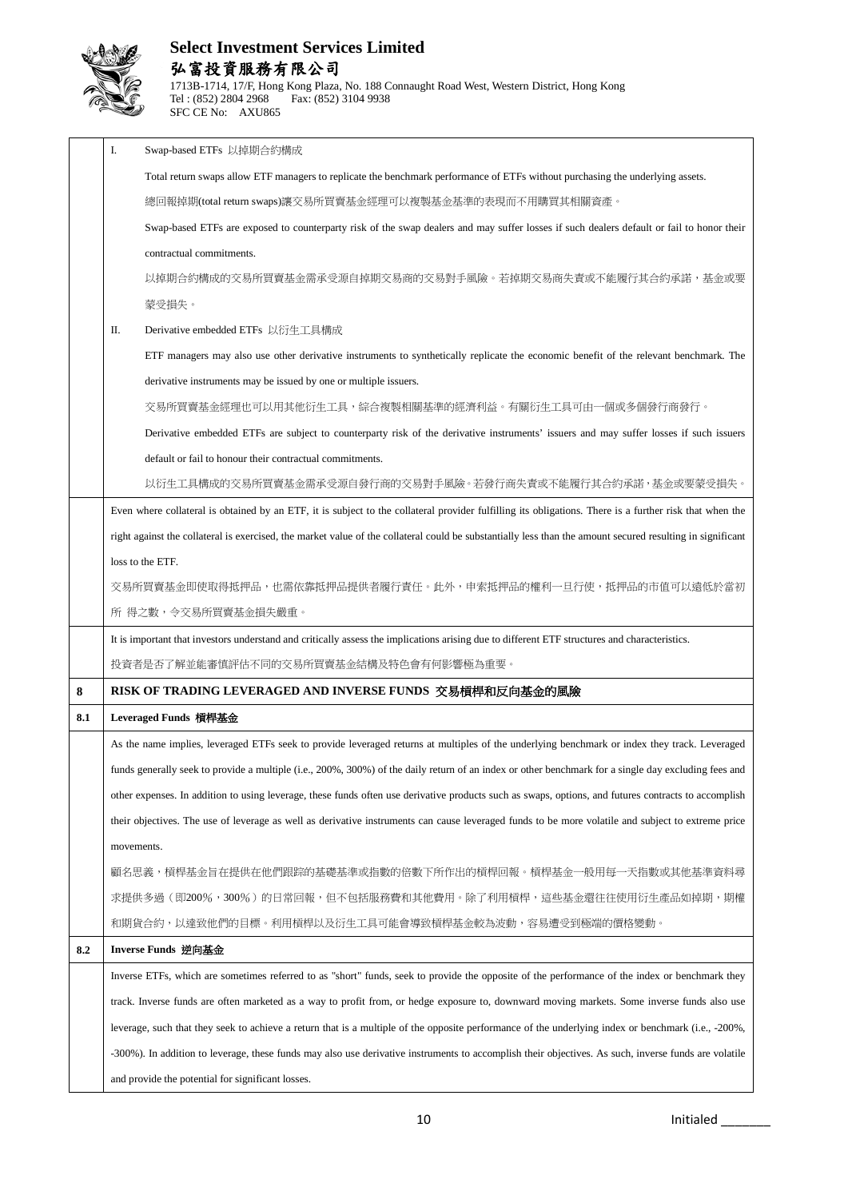| | |
|---|---|
| | I. Swap-based ETFs 以掉期合約構成<br><br>Total return swaps allow ETF managers to replicate the benchmark performance of ETFs without purchasing the underlying assets.<br><br>總回報掉期(total return swaps)讓交易所買賣基金經理可以複製基金基準的表現而不用購買其相關資產。<br><br>Swap-based ETFs are exposed to counterparty risk of the swap dealers and may suffer losses if such dealers default or fail to honor their contractual commitments.<br><br>以掉期合約構成的交易所買賣基金需承受源自掉期交易商的交易對手風險。若掉期交易商失責或不能履行其合約承諾，基金或要蒙受損失。<br><br>II. Derivative embedded ETFs 以衍生工具構成<br><br>ETF managers may also use other derivative instruments to synthetically replicate the economic benefit of the relevant benchmark. The derivative instruments may be issued by one or multiple issuers.<br><br>交易所買賣基金經理也可以用其他衍生工具，綜合複製相關基準的經濟利益。有關衍生工具可由一個或多個發行商發行。<br><br>Derivative embedded ETFs are subject to counterparty risk of the derivative instruments' issuers and may suffer losses if such issuers default or fail to honour their contractual commitments.<br><br>以衍生工具構成的交易所買賣基金需承受源自發行商的交易對手風險。若發行商失責或不能履行其合約承諾，基金或要蒙受損失。 |
| | Even where collateral is obtained by an ETF, it is subject to the collateral provider fulfilling its obligations. There is a further risk that when the right against the collateral is exercised, the market value of the collateral could be substantially less than the amount secured resulting in significant loss to the ETF.<br><br>交易所買賣基金即使取得抵押品，也需依靠抵押品提供者履行責任。此外，申索抵押品的權利一旦行使，抵押品的市值可以遠低於當初所 得之數，令交易所買賣基金損失嚴重。 |
| | It is important that investors understand and critically assess the implications arising due to different ETF structures and characteristics.<br><br>投資者是否了解並能審慎評估不同的交易所買賣基金結構及特色會有何影響極為重要。 |
| **8** | **RISK OF TRADING LEVERAGED AND INVERSE FUNDS 交易槓桿和反向基金的風險** |
| **8.1** | **Leveraged Funds 槓桿基金** |
| | As the name implies, leveraged ETFs seek to provide leveraged returns at multiples of the underlying benchmark or index they track. Leveraged funds generally seek to provide a multiple (i.e., 200%, 300%) of the daily return of an index or other benchmark for a single day excluding fees and other expenses. In addition to using leverage, these funds often use derivative products such as swaps, options, and futures contracts to accomplish their objectives. The use of leverage as well as derivative instruments can cause leveraged funds to be more volatile and subject to extreme price movements.<br><br>顧名思義，槓桿基金旨在提供在他們跟踪的基礎基準或指數的倍數下所作出的槓桿回報。槓桿基金一般用每一天指數或其他基準資料尋求提供多過（即200%，300%）的日常回報，但不包括服務費和其他費用。除了利用槓桿，這些基金還往往使用衍生產品如掉期，期權和期貨合約，以達致他們的目標。利用槓桿以及衍生工具可能會導致槓桿基金較為波動，容易遭受到極端的價格變動。 |
| **8.2** | **Inverse Funds 逆向基金** |
| | Inverse ETFs, which are sometimes referred to as "short" funds, seek to provide the opposite of the performance of the index or benchmark they track. Inverse funds are often marketed as a way to profit from, or hedge exposure to, downward moving markets. Some inverse funds also use leverage, such that they seek to achieve a return that is a multiple of the opposite performance of the underlying index or benchmark (i.e., -200%, -300%). In addition to leverage, these funds may also use derivative instruments to accomplish their objectives. As such, inverse funds are volatile and provide the potential for significant losses. |

Initialed _______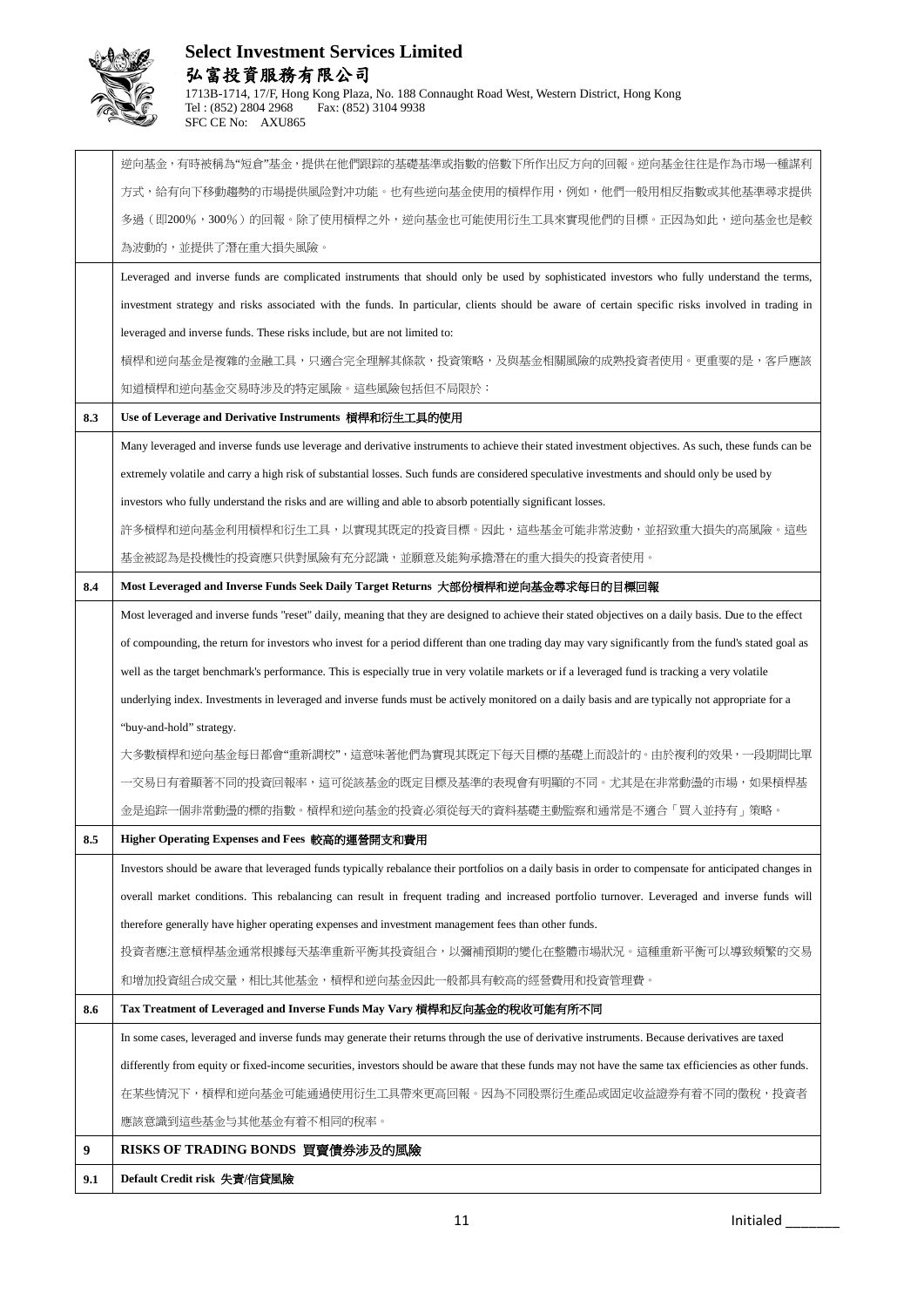| | |
|---|---|
| | 逆向基金，有時被稱為"短倉"基金，提供在他們跟踪的基礎基準或指數的倍數下所作出反方向的回報。逆向基金往往是作為市場一種謀利方式，給有向下移動趨勢的市場提供風險對沖功能。也有些逆向基金使用的槓桿作用，例如，他們一般用相反指數或其他基準尋求提供多過（即200%，300%）的回報。除了使用槓桿之外，逆向基金也可能使用衍生工具來實現他們的目標。正因為如此，逆向基金也是較為波動的，並提供了潛在重大損失風險。 |
| | Leveraged and inverse funds are complicated instruments that should only be used by sophisticated investors who fully understand the terms, investment strategy and risks associated with the funds. In particular, clients should be aware of certain specific risks involved in trading in leveraged and inverse funds. These risks include, but are not limited to:<br>槓桿和逆向基金是複雜的金融工具，只適合完全理解其條款，投資策略，及與基金相關風險的成熟投資者使用。更重要的是，客戶應該知道槓桿和逆向基金交易時涉及的特定風險。這些風險包括但不局限於： |
| **8.3** | **Use of Leverage and Derivative Instruments 槓桿和衍生工具的使用** |
| | Many leveraged and inverse funds use leverage and derivative instruments to achieve their stated investment objectives. As such, these funds can be extremely volatile and carry a high risk of substantial losses. Such funds are considered speculative investments and should only be used by investors who fully understand the risks and are willing and able to absorb potentially significant losses.<br>許多槓桿和逆向基金利用槓桿和衍生工具，以實現其既定的投資目標。因此，這些基金可能非常波動，並招致重大損失的高風險。這些基金被認為是投機性的投資應只供對風險有充分認識，並願意及能夠承擔潛在的重大損失的投資者使用。 |
| **8.4** | **Most Leveraged and Inverse Funds Seek Daily Target Returns 大部份槓桿和逆向基金尋求每日的目標回報** |
| | Most leveraged and inverse funds "reset" daily, meaning that they are designed to achieve their stated objectives on a daily basis. Due to the effect of compounding, the return for investors who invest for a period different than one trading day may vary significantly from the fund's stated goal as well as the target benchmark's performance. This is especially true in very volatile markets or if a leveraged fund is tracking a very volatile underlying index. Investments in leveraged and inverse funds must be actively monitored on a daily basis and are typically not appropriate for a "buy-and-hold" strategy.<br>大多數槓桿和逆向基金每日都會"重新調校"，這意味著他們為實現其既定下每天目標的基礎上而設計的。由於複利的效果，一段期間比單一交易日有着顯著不同的投資回報率，這可從該基金的既定目標及基準的表現會有明顯的不同。尤其是在非常動盪的市場，如果槓桿基金是追踪一個非常動盪的標的指數。槓桿和逆向基金的投資必須從每天的資料基礎主動監察和通常是不適合「買入並持有」策略。 |
| **8.5** | **Higher Operating Expenses and Fees 較高的運營開支和費用** |
| | Investors should be aware that leveraged funds typically rebalance their portfolios on a daily basis in order to compensate for anticipated changes in overall market conditions. This rebalancing can result in frequent trading and increased portfolio turnover. Leveraged and inverse funds will therefore generally have higher operating expenses and investment management fees than other funds.<br>投資者應注意槓桿基金通常根據每天基準重新平衡其投資組合，以彌補預期的變化在整體市場狀況。這種重新平衡可以導致頻繁的交易和增加投資組合成交量，相比其他基金，槓桿和逆向基金因此一般都具有較高的經營費用和投資管理費。 |
| **8.6** | **Tax Treatment of Leveraged and Inverse Funds May Vary 槓桿和反向基金的稅收可能有所不同** |
| | In some cases, leveraged and inverse funds may generate their returns through the use of derivative instruments. Because derivatives are taxed differently from equity or fixed-income securities, investors should be aware that these funds may not have the same tax efficiencies as other funds.<br>在某些情況下，槓桿和逆向基金可能通過使用衍生工具帶來更高回報。因為不同股票衍生產品或固定收益證券有着不同的徵稅，投資者應該意識到這些基金与其他基金有着不相同的稅率。 |
| **9** | **RISKS OF TRADING BONDS 買賣債券涉及的風險** |
| **9.1** | **Default Credit risk 失責/信貸風險** |

Initialed _______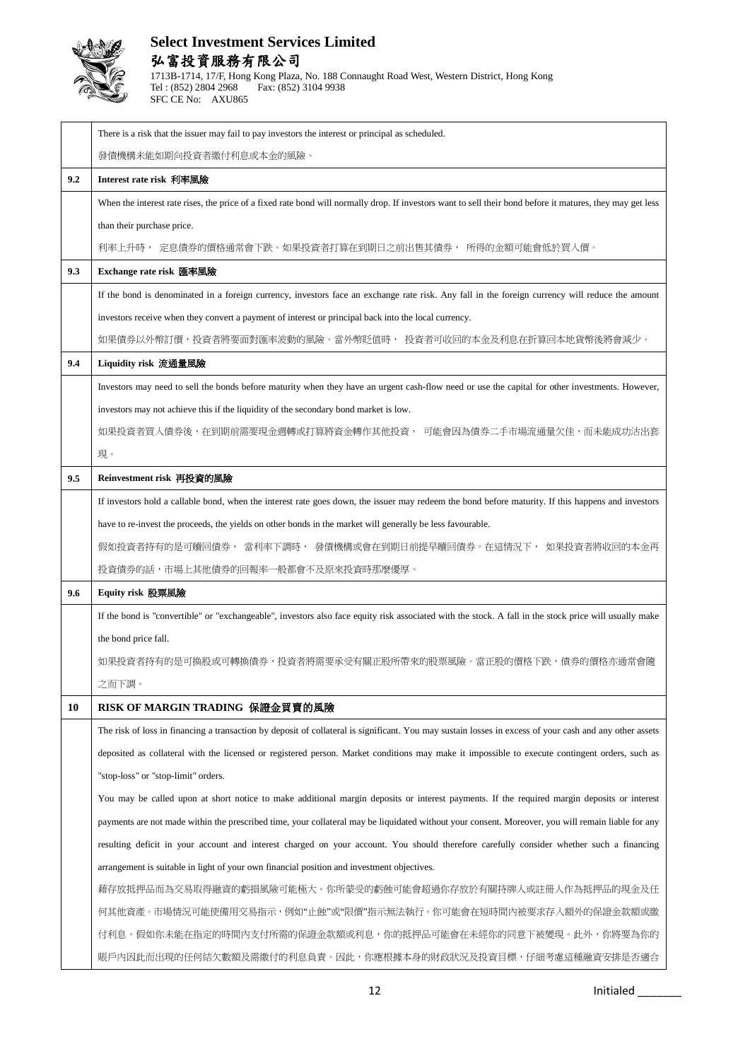| | |
|---|---|
| | There is a risk that the issuer may fail to pay investors the interest or principal as scheduled.<br><br>發債機構未能如期向投資者繳付利息或本金的風險。 |
| **9.2** | **Interest rate risk 利率風險** |
| | When the interest rate rises, the price of a fixed rate bond will normally drop. If investors want to sell their bond before it matures, they may get less than their purchase price.<br><br>利率上升時， 定息債券的價格通常會下跌。如果投資者打算在到期日之前出售其債券， 所得的金額可能會低於買入價。 |
| **9.3** | **Exchange rate risk 匯率風險** |
| | If the bond is denominated in a foreign currency, investors face an exchange rate risk. Any fall in the foreign currency will reduce the amount investors receive when they convert a payment of interest or principal back into the local currency.<br><br>如果債券以外幣訂價，投資者將要面對匯率波動的風險。當外幣貶值時， 投資者可收回的本金及利息在折算回本地貨幣後將會減少。 |
| **9.4** | **Liquidity risk 流通量風險** |
| | Investors may need to sell the bonds before maturity when they have an urgent cash-flow need or use the capital for other investments. However, investors may not achieve this if the liquidity of the secondary bond market is low.<br><br>如果投資者買入債券後，在到期前需要現金週轉或打算將資金轉作其他投資， 可能會因為債券二手市場流通量欠佳，而未能成功沽出套現。 |
| **9.5** | **Reinvestment risk 再投資的風險** |
| | If investors hold a callable bond, when the interest rate goes down, the issuer may redeem the bond before maturity. If this happens and investors have to re-invest the proceeds, the yields on other bonds in the market will generally be less favourable.<br><br>假如投資者持有的是可贖回債券， 當利率下調時， 發債機構或會在到期日前提早贖回債券。在這情況下， 如果投資者將收回的本金再投資債券的話，市場上其他債券的回報率一般都會不及原來投資時那麼優厚。 |
| **9.6** | **Equity risk 股票風險** |
| | If the bond is "convertible" or "exchangeable", investors also face equity risk associated with the stock. A fall in the stock price will usually make the bond price fall.<br><br>如果投資者持有的是可換股或可轉換債券，投資者將需要承受有關正股所帶來的股票風險。當正股的價格下跌，債券的價格亦通常會隨之而下調。 |
| **10** | **RISK OF MARGIN TRADING 保證金買賣的風險** |
| | The risk of loss in financing a transaction by deposit of collateral is significant. You may sustain losses in excess of your cash and any other assets deposited as collateral with the licensed or registered person. Market conditions may make it impossible to execute contingent orders, such as "stop-loss" or "stop-limit" orders.<br><br>You may be called upon at short notice to make additional margin deposits or interest payments. If the required margin deposits or interest payments are not made within the prescribed time, your collateral may be liquidated without your consent. Moreover, you will remain liable for any resulting deficit in your account and interest charged on your account. You should therefore carefully consider whether such a financing arrangement is suitable in light of your own financial position and investment objectives.<br><br>藉存放抵押品而為交易取得融資的虧損風險可能極大。你所蒙受的虧蝕可能會超過你存放於有關持牌人或註冊人作為抵押品的現金及任何其他資產。市場情況可能使備用交易指示，例如"止蝕"或"限價"指示無法執行。你可能會在短時間內被要求存入額外的保證金款額或繳付利息。假如你未能在指定的時間內支付所需的保證金款額或利息，你的抵押品可能會在未經你的同意下被變現。此外，你將要為你的賬戶內因此而出現的任何結欠數額及需繳付的利息負責。因此，你應根據本身的財政狀況及投資目標，仔細考慮這種融資安排是否適合 |

Initialed _______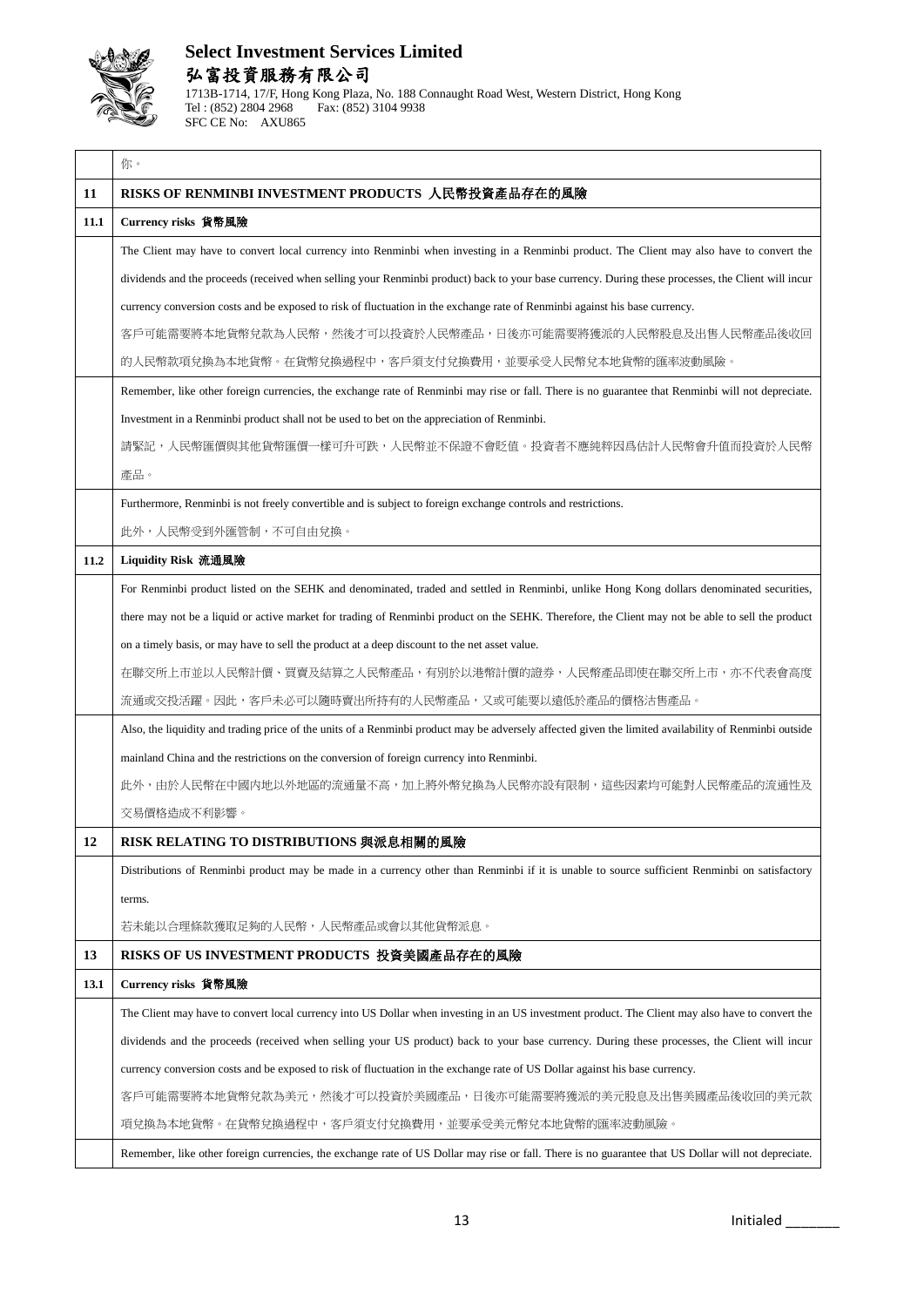| | |
|---|---|
| | 你。 |
| **11** | **RISKS OF RENMINBI INVESTMENT PRODUCTS 人民幣投資產品存在的風險** |
| **11.1** | **Currency risks 貨幣風險** |
| | The Client may have to convert local currency into Renminbi when investing in a Renminbi product. The Client may also have to convert the dividends and the proceeds (received when selling your Renminbi product) back to your base currency. During these processes, the Client will incur currency conversion costs and be exposed to risk of fluctuation in the exchange rate of Renminbi against his base currency.<br>客戶可能需要將本地貨幣兌款為人民幣，然後才可以投資於人民幣產品，日後亦可能需要將獲派的人民幣股息及出售人民幣產品後收回的人民幣款項兌換為本地貨幣。在貨幣兌換過程中，客戶須支付兌換費用，並要承受人民幣兌本地貨幣的匯率波動風險。 |
| | Remember, like other foreign currencies, the exchange rate of Renminbi may rise or fall. There is no guarantee that Renminbi will not depreciate. Investment in a Renminbi product shall not be used to bet on the appreciation of Renminbi.<br>請緊記，人民幣匯價與其他貨幣匯價一樣可升可跌，人民幣並不保證不會貶值。投資者不應純粹因爲估計人民幣會升值而投資於人民幣產品。 |
| | Furthermore, Renminbi is not freely convertible and is subject to foreign exchange controls and restrictions.<br>此外，人民幣受到外匯管制，不可自由兌換。 |
| **11.2** | **Liquidity Risk 流通風險** |
| | For Renminbi product listed on the SEHK and denominated, traded and settled in Renminbi, unlike Hong Kong dollars denominated securities, there may not be a liquid or active market for trading of Renminbi product on the SEHK. Therefore, the Client may not be able to sell the product on a timely basis, or may have to sell the product at a deep discount to the net asset value.<br>在聯交所上市並以人民幣計價、買賣及結算之人民幣產品，有別於以港幣計價的證券，人民幣產品即使在聯交所上市，亦不代表會高度流通或交投活躍。因此，客戶未必可以隨時賣出所持有的人民幣產品，又或可能要以遠低於產品的價格沽售產品。 |
| | Also, the liquidity and trading price of the units of a Renminbi product may be adversely affected given the limited availability of Renminbi outside mainland China and the restrictions on the conversion of foreign currency into Renminbi.<br>此外，由於人民幣在中國內地以外地區的流通量不高，加上將外幣兌換為人民幣亦設有限制，這些因素均可能對人民幣產品的流通性及交易價格造成不利影響。 |
| **12** | **RISK RELATING TO DISTRIBUTIONS 與派息相關的風險** |
| | Distributions of Renminbi product may be made in a currency other than Renminbi if it is unable to source sufficient Renminbi on satisfactory terms.<br>若未能以合理條款獲取足夠的人民幣，人民幣產品或會以其他貨幣派息。 |
| **13** | **RISKS OF US INVESTMENT PRODUCTS 投資美國產品存在的風險** |
| **13.1** | **Currency risks 貨幣風險** |
| | The Client may have to convert local currency into US Dollar when investing in an US investment product. The Client may also have to convert the dividends and the proceeds (received when selling your US product) back to your base currency. During these processes, the Client will incur currency conversion costs and be exposed to risk of fluctuation in the exchange rate of US Dollar against his base currency.<br>客戶可能需要將本地貨幣兌款為美元，然後才可以投資於美國產品，日後亦可能需要將獲派的美元股息及出售美國產品後收回的美元款項兌換為本地貨幣。在貨幣兌換過程中，客戶須支付兌換費用，並要承受美元幣兌本地貨幣的匯率波動風險。 |
| | Remember, like other foreign currencies, the exchange rate of US Dollar may rise or fall. There is no guarantee that US Dollar will not depreciate. |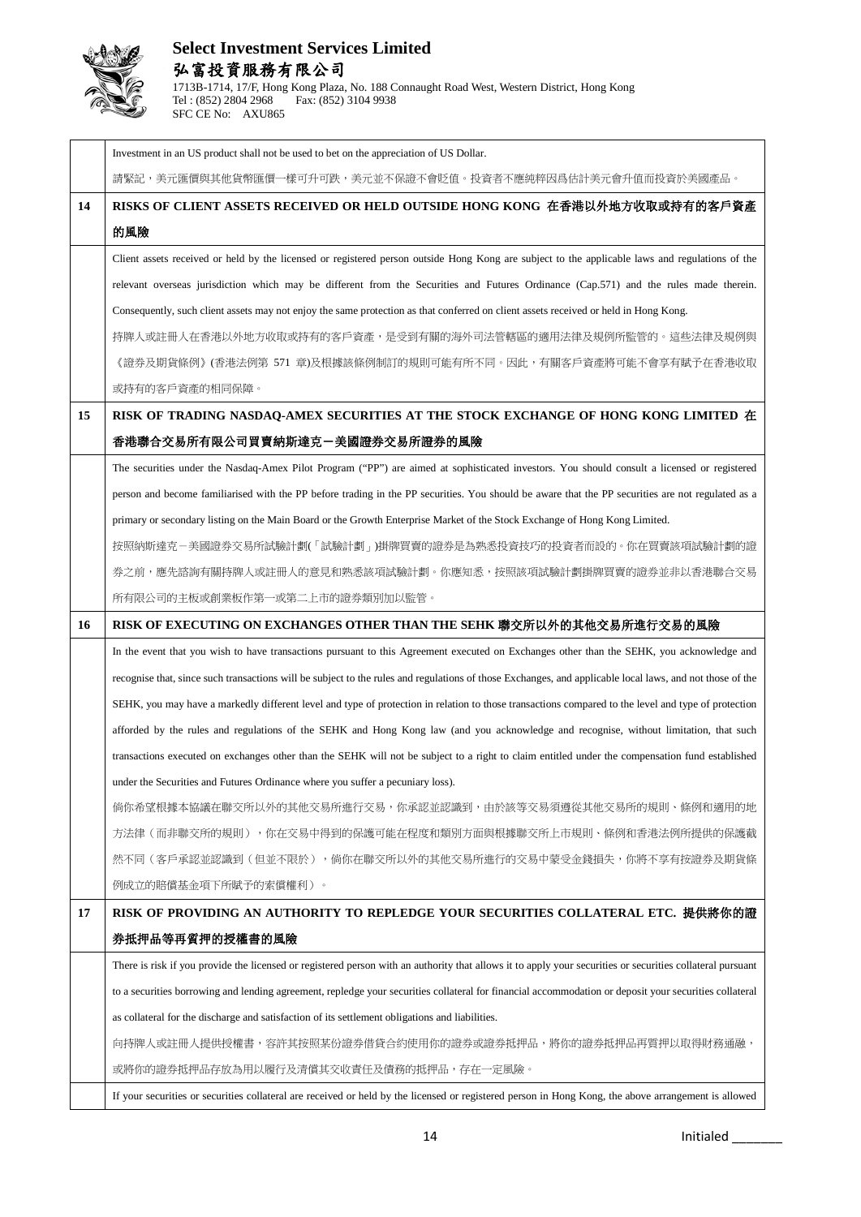Investment in an US product shall not be used to bet on the appreciation of US Dollar.

請緊記，美元匯價與其他貨幣匯價一樣可升可跌，美元並不保證不會貶值。投資者不應純粹因爲估計美元會升值而投資於美國產品。

## 14 RISKS OF CLIENT ASSETS RECEIVED OR HELD OUTSIDE HONG KONG 在香港以外地方收取或持有的客戶資產的風險

Client assets received or held by the licensed or registered person outside Hong Kong are subject to the applicable laws and regulations of the relevant overseas jurisdiction which may be different from the Securities and Futures Ordinance (Cap.571) and the rules made therein. Consequently, such client assets may not enjoy the same protection as that conferred on client assets received or held in Hong Kong.

持牌人或註冊人在香港以外地方收取或持有的客戶資產，是受到有關的海外司法管轄區的適用法律及規例所監管的。這些法律及規例與《證券及期貨條例》(香港法例第 571 章)及根據該條例制訂的規則可能有所不同。因此，有關客戶資產將可能不會享有賦予在香港收取或持有的客戶資產的相同保障。

## 15 RISK OF TRADING NASDAQ-AMEX SECURITIES AT THE STOCK EXCHANGE OF HONG KONG LIMITED 在香港聯合交易所有限公司買賣納斯達克－美國證券交易所證券的風險

The securities under the Nasdaq-Amex Pilot Program ("PP") are aimed at sophisticated investors. You should consult a licensed or registered person and become familiarised with the PP before trading in the PP securities. You should be aware that the PP securities are not regulated as a primary or secondary listing on the Main Board or the Growth Enterprise Market of the Stock Exchange of Hong Kong Limited.

按照納斯達克－美國證券交易所試驗計劃(「試驗計劃」)掛牌買賣的證券是為熟悉投資技巧的投資者而設的。你在買賣該項試驗計劃的證券之前，應先諮詢有關持牌人或註冊人的意見和熟悉該項試驗計劃。你應知悉，按照該項試驗計劃掛牌買賣的證券並非以香港聯合交易所有限公司的主板或創業板作第一或第二上市的證券類別加以監管。

## 16 RISK OF EXECUTING ON EXCHANGES OTHER THAN THE SEHK 聯交所以外的其他交易所進行交易的風險

In the event that you wish to have transactions pursuant to this Agreement executed on Exchanges other than the SEHK, you acknowledge and recognise that, since such transactions will be subject to the rules and regulations of those Exchanges, and applicable local laws, and not those of the SEHK, you may have a markedly different level and type of protection in relation to those transactions compared to the level and type of protection afforded by the rules and regulations of the SEHK and Hong Kong law (and you acknowledge and recognise, without limitation, that such transactions executed on exchanges other than the SEHK will not be subject to a right to claim entitled under the compensation fund established under the Securities and Futures Ordinance where you suffer a pecuniary loss).

倘你希望根據本協議在聯交所以外的其他交易所進行交易，你承認並認識到，由於該等交易須遵從其他交易所的規則、條例和適用的地方法律（而非聯交所的規則），你在交易中得到的保護可能在程度和類別方面與根據聯交所上市規則、條例和香港法例所提供的保護截然不同（客戶承認並認識到（但並不限於），倘你在聯交所以外的其他交易所進行的交易中蒙受金錢損失，你將不享有按證券及期貨條例成立的賠償基金項下所賦予的索償權利）。

## 17 RISK OF PROVIDING AN AUTHORITY TO REPLEDGE YOUR SECURITIES COLLATERAL ETC. 提供將你的證券抵押品等再質押的授權書的風險

There is risk if you provide the licensed or registered person with an authority that allows it to apply your securities or securities collateral pursuant to a securities borrowing and lending agreement, repledge your securities collateral for financial accommodation or deposit your securities collateral as collateral for the discharge and satisfaction of its settlement obligations and liabilities.

向持牌人或註冊人提供授權書，容許其按照某份證券借貸合約使用你的證券或證券抵押品，將你的證券抵押品再質押以取得財務通融，或將你的證券抵押品存放為用以履行及清償其交收責任及債務的抵押品，存在一定風險。

If your securities or securities collateral are received or held by the licensed or registered person in Hong Kong, the above arrangement is allowed

Initialed _______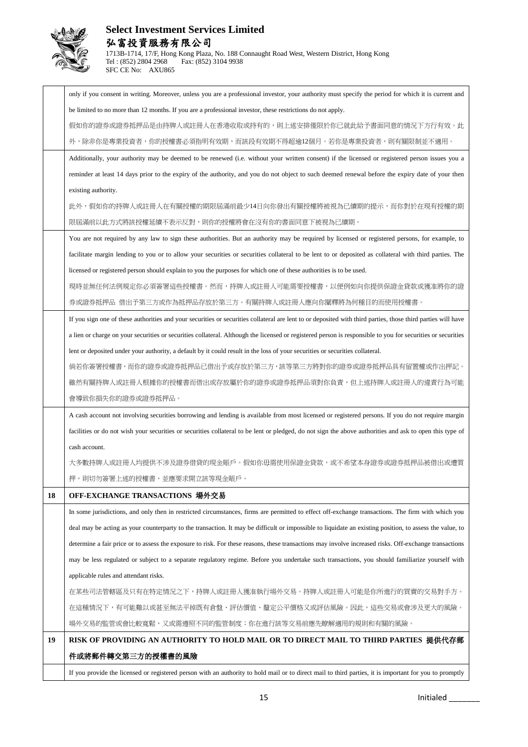| | |
|---|---|
| | only if you consent in writing. Moreover, unless you are a professional investor, your authority must specify the period for which it is current and be limited to no more than 12 months. If you are a professional investor, these restrictions do not apply.<br>假如你的證券或證券抵押品是由持牌人或註冊人在香港收取或持有的，則上述安排僅限於你已就此給予書面同意的情況下方行有效。此外，除非你是專業投資者，你的授權書必須指明有效期，而該段有效期不得超逾12個月。若你是專業投資者，則有關限制並不適用。 |
| | Additionally, your authority may be deemed to be renewed (i.e. without your written consent) if the licensed or registered person issues you a reminder at least 14 days prior to the expiry of the authority, and you do not object to such deemed renewal before the expiry date of your then existing authority.<br>此外，假如你的持牌人或註冊人在有關授權的期限屆滿前最少14日向你發出有關授權將被視為已續期的提示，而你對於在現有授權的期限屆滿前以此方式將該授權延續不表示反對，則你的授權將會在沒有你的書面同意下被視為已續期。 |
| | You are not required by any law to sign these authorities. But an authority may be required by licensed or registered persons, for example, to facilitate margin lending to you or to allow your securities or securities collateral to be lent to or deposited as collateral with third parties. The licensed or registered person should explain to you the purposes for which one of these authorities is to be used.<br>現時並無任何法例規定你必須簽署這些授權書。然而，持牌人或註冊人可能需要授權書，以便例如向你提供保證金貸款或獲准將你的證券或證券抵押品 借出予第三方或作為抵押品存放於第三方。有關持牌人或註冊人應向你闡釋將為何種目的而使用授權書。 |
| | If you sign one of these authorities and your securities or securities collateral are lent to or deposited with third parties, those third parties will have a lien or charge on your securities or securities collateral. Although the licensed or registered person is responsible to you for securities or securities lent or deposited under your authority, a default by it could result in the loss of your securities or securities collateral.<br>倘若你簽署授權書，而你的證券或證券抵押品已借出予或存放於第三方，該等第三方將對你的證券或證券抵押品具有留置權或作出押記。雖然有關持牌人或註冊人根據你的授權書而借出或存放屬於你的證券或證券抵押品須對你負責，但上述持牌人或註冊人的違責行為可能會導致你損失你的證券或證券抵押品。 |
| | A cash account not involving securities borrowing and lending is available from most licensed or registered persons. If you do not require margin facilities or do not wish your securities or securities collateral to be lent or pledged, do not sign the above authorities and ask to open this type of cash account.<br>大多數持牌人或註冊人均提供不涉及證券借貸的現金賬戶。假如你毋需使用保證金貸款，或不希望本身證券或證券抵押品被借出或遭質押，則切勿簽署上述的授權書，並應要求開立該等現金賬戶。 |
| **18** | **OFF-EXCHANGE TRANSACTIONS 場外交易** |
| | In some jurisdictions, and only then in restricted circumstances, firms are permitted to effect off-exchange transactions. The firm with which you deal may be acting as your counterparty to the transaction. It may be difficult or impossible to liquidate an existing position, to assess the value, to determine a fair price or to assess the exposure to risk. For these reasons, these transactions may involve increased risks. Off-exchange transactions may be less regulated or subject to a separate regulatory regime. Before you undertake such transactions, you should familiarize yourself with applicable rules and attendant risks.<br>在某些司法管轄區及只有在特定情況之下，持牌人或註冊人獲准執行場外交易。持牌人或註冊人可能是你所進行的買賣的交易對手方。在這種情況下，有可能難以或甚至無法平掉既有倉盤、評估價值、釐定公平價格又或評估風險。因此，這些交易或會涉及更大的風險。場外交易的監管或會比較寬鬆，又或需遵照不同的監管制度；你在進行該等交易前應先瞭解適用的規則和有關的風險。 |
| **19** | **RISK OF PROVIDING AN AUTHORITY TO HOLD MAIL OR TO DIRECT MAIL TO THIRD PARTIES 提供代存郵件或將郵件轉交第三方的授權書的風險** |
| | If you provide the licensed or registered person with an authority to hold mail or to direct mail to third parties, it is important for you to promptly |

Initialed _______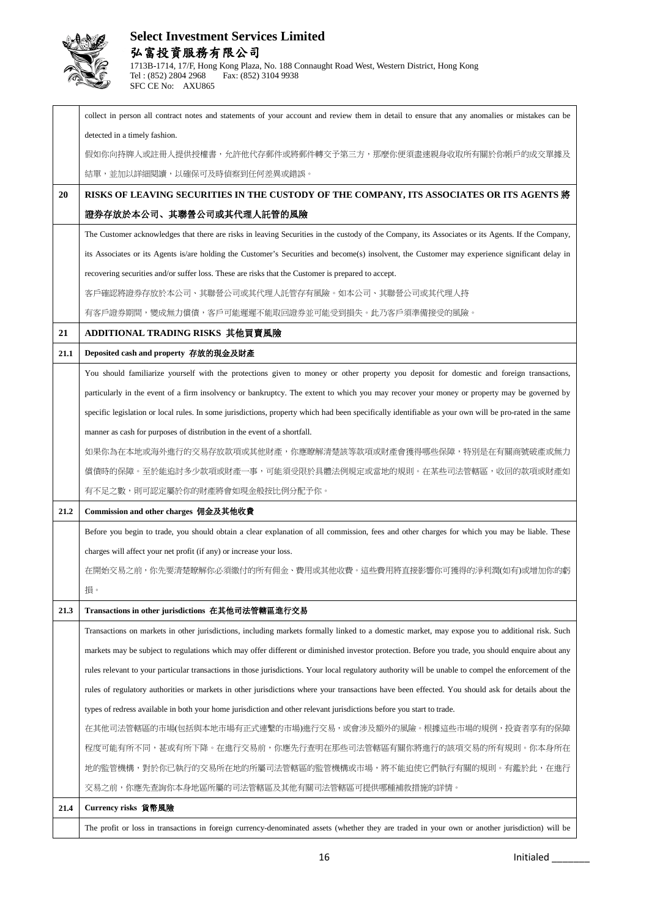| | |
|---|---|
| | collect in person all contract notes and statements of your account and review them in detail to ensure that any anomalies or mistakes can be detected in a timely fashion.<br>假如你向持牌人或註冊人提供授權書，允許他代存郵件或將郵件轉交予第三方，那麼你便須盡速親身收取所有關於你帳戶的成交單據及結單，並加以詳細閱讀，以確保可及時偵察到任何差異或錯誤。 |
| **20** | **RISKS OF LEAVING SECURITIES IN THE CUSTODY OF THE COMPANY, ITS ASSOCIATES OR ITS AGENTS 將證券存放於本公司、其聯營公司或其代理人託管的風險** |
| | The Customer acknowledges that there are risks in leaving Securities in the custody of the Company, its Associates or its Agents. If the Company, its Associates or its Agents is/are holding the Customer's Securities and become(s) insolvent, the Customer may experience significant delay in recovering securities and/or suffer loss. These are risks that the Customer is prepared to accept.<br>客戶確認將證券存放於本公司、其聯營公司或其代理人託管存有風險。如本公司、其聯營公司或其代理人持有客戶證券期間，變成無力償債，客戶可能遲遲不能取回證券並可能受到損失。此乃客戶須準備接受的風險。 |
| **21** | **ADDITIONAL TRADING RISKS 其他買賣風險** |
| **21.1** | **Deposited cash and property 存放的現金及財產** |
| | You should familiarize yourself with the protections given to money or other property you deposit for domestic and foreign transactions, particularly in the event of a firm insolvency or bankruptcy. The extent to which you may recover your money or property may be governed by specific legislation or local rules. In some jurisdictions, property which had been specifically identifiable as your own will be pro-rated in the same manner as cash for purposes of distribution in the event of a shortfall.<br>如果你為在本地或海外進行的交易存放款項或其他財產，你應瞭解清楚該等款項或財產會獲得哪些保障，特別是在有關商號破產或無力償債時的保障。至於能追討多少款項或財產一事，可能須受限於具體法例規定或當地的規則。在某些司法管轄區，收回的款項或財產如有不足之數，則可認定屬於你的財產將會如現金般按比例分配予你。 |
| **21.2** | **Commission and other charges 佣金及其他收費** |
| | Before you begin to trade, you should obtain a clear explanation of all commission, fees and other charges for which you may be liable. These charges will affect your net profit (if any) or increase your loss.<br>在開始交易之前，你先要清楚瞭解你必須繳付的所有佣金、費用或其他收費。這些費用將直接影響你可獲得的淨利潤(如有)或增加你的虧損。 |
| **21.3** | **Transactions in other jurisdictions 在其他司法管轄區進行交易** |
| | Transactions on markets in other jurisdictions, including markets formally linked to a domestic market, may expose you to additional risk. Such markets may be subject to regulations which may offer different or diminished investor protection. Before you trade, you should enquire about any rules relevant to your particular transactions in those jurisdictions. Your local regulatory authority will be unable to compel the enforcement of the rules of regulatory authorities or markets in other jurisdictions where your transactions have been effected. You should ask for details about the types of redress available in both your home jurisdiction and other relevant jurisdictions before you start to trade.<br>在其他司法管轄區的市場(包括與本地市場有正式連繫的市場)進行交易，或會涉及額外的風險。根據這些市場的規例，投資者享有的保障程度可能有所不同，甚或有所下降。在進行交易前，你應先行查明在那些司法管轄區有關你將進行的該項交易的所有規則。你本身所在地的監管機構，對於你已執行的交易所在地的所屬司法管轄區的監管機構或市場，將不能迫使它們執行有關的規則。有鑑於此，在進行交易之前，你應先查詢你本身地區所屬的司法管轄區及其他有關司法管轄區可提供哪種補救措施的詳情。 |
| **21.4** | **Currency risks 貨幣風險** |
| | The profit or loss in transactions in foreign currency-denominated assets (whether they are traded in your own or another jurisdiction) will be |

Initialed _______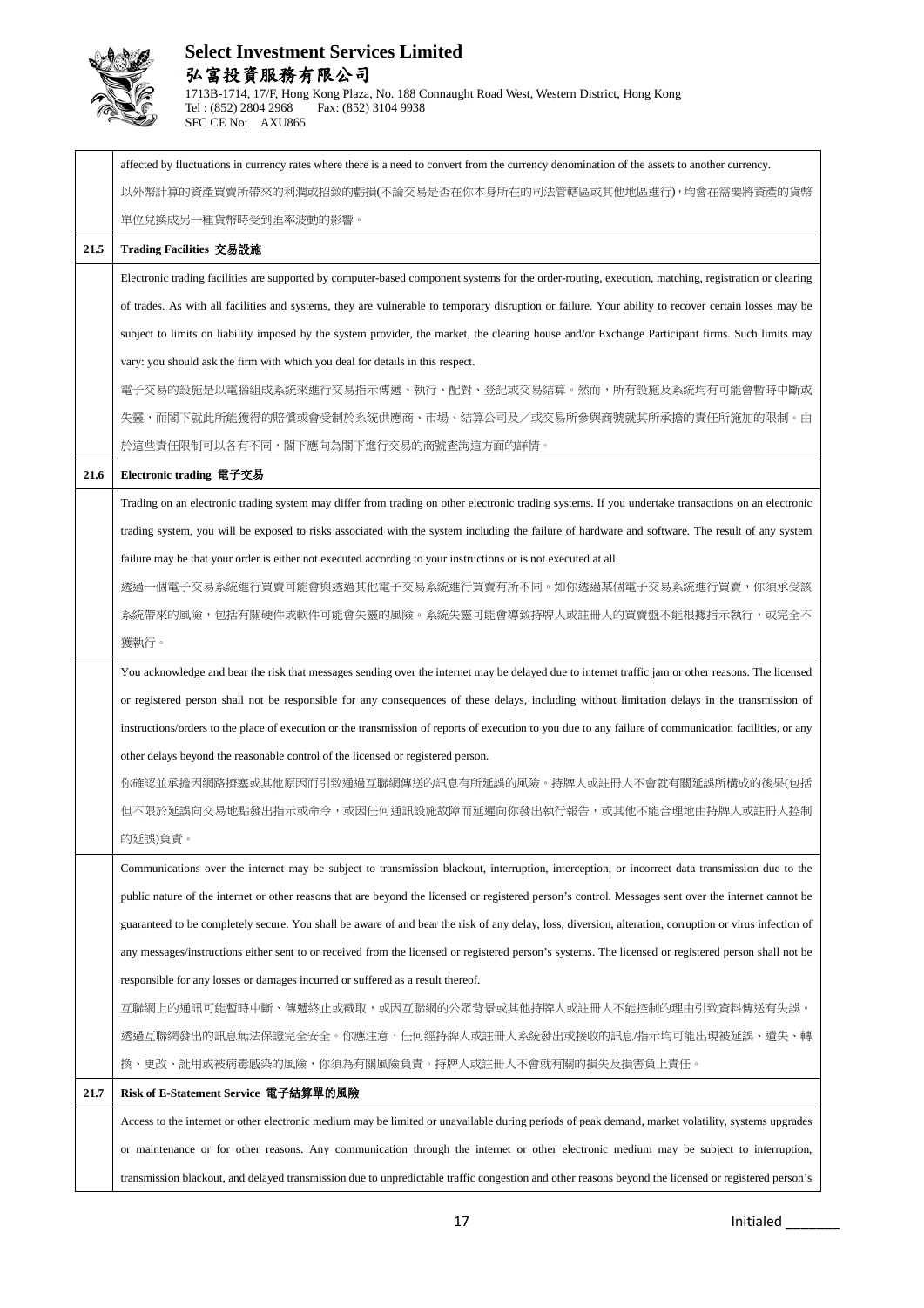| | |
|---|---|
| | affected by fluctuations in currency rates where there is a need to convert from the currency denomination of the assets to another currency.<br>以外幣計算的資產買賣所帶來的利潤或招致的虧損(不論交易是否在你本身所在的司法管轄區或其他地區進行)，均會在需要將資產的貨幣單位兌換成另一種貨幣時受到匯率波動的影響。 |
| **21.5** | **Trading Facilities 交易設施** |
| | Electronic trading facilities are supported by computer-based component systems for the order-routing, execution, matching, registration or clearing of trades. As with all facilities and systems, they are vulnerable to temporary disruption or failure. Your ability to recover certain losses may be subject to limits on liability imposed by the system provider, the market, the clearing house and/or Exchange Participant firms. Such limits may vary: you should ask the firm with which you deal for details in this respect.<br>電子交易的設施是以電腦組成系統來進行交易指示傳遞、執行、配對、登記或交易結算。然而，所有設施及系統均有可能會暫時中斷或失靈，而閣下就此所能獲得的賠償或會受制於系統供應商、市場、結算公司及／或交易所參與商號就其所承擔的責任所施加的限制。由於這些責任限制可以各有不同，閣下應向為閣下進行交易的商號查詢這方面的詳情。 |
| **21.6** | **Electronic trading 電子交易** |
| | Trading on an electronic trading system may differ from trading on other electronic trading systems. If you undertake transactions on an electronic trading system, you will be exposed to risks associated with the system including the failure of hardware and software. The result of any system failure may be that your order is either not executed according to your instructions or is not executed at all.<br>透過一個電子交易系統進行買賣可能會與透過其他電子交易系統進行買賣有所不同。如你透過某個電子交易系統進行買賣，你須承受該系統帶來的風險，包括有關硬件或軟件可能會失靈的風險。系統失靈可能會導致持牌人或註冊人的買賣盤不能根據指示執行，或完全不獲執行。 |
| | You acknowledge and bear the risk that messages sending over the internet may be delayed due to internet traffic jam or other reasons. The licensed or registered person shall not be responsible for any consequences of these delays, including without limitation delays in the transmission of instructions/orders to the place of execution or the transmission of reports of execution to you due to any failure of communication facilities, or any other delays beyond the reasonable control of the licensed or registered person.<br>你確認並承擔因網路擠塞或其他原因而引致通過互聯網傳送的訊息有所延誤的風險。持牌人或註冊人不會就有關延誤所構成的後果(包括但不限於延誤向交易地點發出指示或命令，或因任何通訊設施故障而延遲向你發出執行報告，或其他不能合理地由持牌人或註冊人控制的延誤)負責。 |
| | Communications over the internet may be subject to transmission blackout, interruption, interception, or incorrect data transmission due to the public nature of the internet or other reasons that are beyond the licensed or registered person's control. Messages sent over the internet cannot be guaranteed to be completely secure. You shall be aware of and bear the risk of any delay, loss, diversion, alteration, corruption or virus infection of any messages/instructions either sent to or received from the licensed or registered person's systems. The licensed or registered person shall not be responsible for any losses or damages incurred or suffered as a result thereof.<br>互聯網上的通訊可能暫時中斷、傳遞終止或截取，或因互聯網的公眾背景或其他持牌人或註冊人不能控制的理由引致資料傳送有失誤。透過互聯網發出的訊息無法保證完全安全。你應注意，任何經持牌人或註冊人系統發出或接收的訊息/指示均可能出現被延誤、遺失、轉換、更改、訛用或被病毒感染的風險，你須為有關風險負責。持牌人或註冊人不會就有關的損失及損害負上責任。 |
| **21.7** | **Risk of E-Statement Service 電子結算單的風險** |
| | Access to the internet or other electronic medium may be limited or unavailable during periods of peak demand, market volatility, systems upgrades or maintenance or for other reasons. Any communication through the internet or other electronic medium may be subject to interruption, transmission blackout, and delayed transmission due to unpredictable traffic congestion and other reasons beyond the licensed or registered person's |

Initialed _______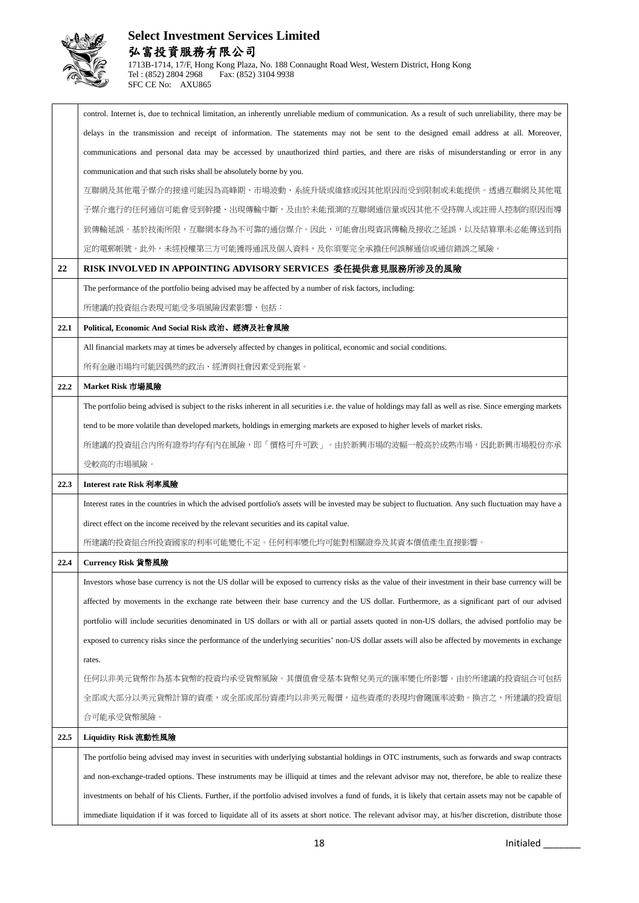| | |
|---|---|
| | control. Internet is, due to technical limitation, an inherently unreliable medium of communication. As a result of such unreliability, there may be delays in the transmission and receipt of information. The statements may not be sent to the designed email address at all. Moreover, communications and personal data may be accessed by unauthorized third parties, and there are risks of misunderstanding or error in any communication and that such risks shall be absolutely borne by you.<br>互聯網及其他電子媒介的接達可能因為高峰期、市場波動、系統升級或維修或因其他原因而受到限制或未能提供。透過互聯網及其他電子媒介進行的任何通信可能會受到幹擾、出現傳輸中斷，及由於未能預測的互聯網通信量或因其他不受持牌人或註冊人控制的原因而導致傳輸延誤。基於技術所限，互聯網本身為不可靠的通信媒介。因此，可能會出現資訊傳輸及接收之延誤，以及結算單未必能傳送到指定的電郵帳號。此外，未經授權第三方可能獲得通訊及個人資料，及你須要完全承擔任何誤解通信或通信錯誤之風險。 |
| **22** | **RISK INVOLVED IN APPOINTING ADVISORY SERVICES 委任提供意見服務所涉及的風險** |
| | The performance of the portfolio being advised may be affected by a number of risk factors, including:<br>所建議的投資組合表現可能受多項風險因素影響，包括： |
| **22.1** | **Political, Economic And Social Risk 政治、經濟及社會風險** |
| | All financial markets may at times be adversely affected by changes in political, economic and social conditions.<br>所有金融市場均可能因偶然的政治、經濟與社會因素受到拖累。 |
| **22.2** | **Market Risk 市場風險** |
| | The portfolio being advised is subject to the risks inherent in all securities i.e. the value of holdings may fall as well as rise. Since emerging markets tend to be more volatile than developed markets, holdings in emerging markets are exposed to higher levels of market risks.<br>所建議的投資組合內所有證券均存有內在風險，即「價格可升可跌」。由於新興市場的波幅一般高於成熟市場，因此新興市場股份亦承受較高的市場風險。 |
| **22.3** | **Interest rate Risk 利率風險** |
| | Interest rates in the countries in which the advised portfolio's assets will be invested may be subject to fluctuation. Any such fluctuation may have a direct effect on the income received by the relevant securities and its capital value.<br>所建議的投資組合所投資國家的利率可能變化不定。任何利率變化均可能對相關證券及其資本價值產生直接影響。 |
| **22.4** | **Currency Risk 貨幣風險** |
| | Investors whose base currency is not the US dollar will be exposed to currency risks as the value of their investment in their base currency will be affected by movements in the exchange rate between their base currency and the US dollar. Furthermore, as a significant part of our advised portfolio will include securities denominated in US dollars or with all or partial assets quoted in non-US dollars, the advised portfolio may be exposed to currency risks since the performance of the underlying securities' non-US dollar assets will also be affected by movements in exchange rates.<br>任何以非美元貨幣作為基本貨幣的投資均承受貨幣風險。其價值會受基本貨幣兌美元的匯率變化所影響。由於所建議的投資組合可包括全部或大部分以美元貨幣計算的資產，或全部或部份資產均以非美元報價，這些資產的表現均會隨匯率波動。換言之，所建議的投資組合可能承受貨幣風險。 |
| **22.5** | **Liquidity Risk 流動性風險** |
| | The portfolio being advised may invest in securities with underlying substantial holdings in OTC instruments, such as forwards and swap contracts and non-exchange-traded options. These instruments may be illiquid at times and the relevant advisor may not, therefore, be able to realize these investments on behalf of his Clients. Further, if the portfolio advised involves a fund of funds, it is likely that certain assets may not be capable of immediate liquidation if it was forced to liquidate all of its assets at short notice. The relevant advisor may, at his/her discretion, distribute those |

Initialed _______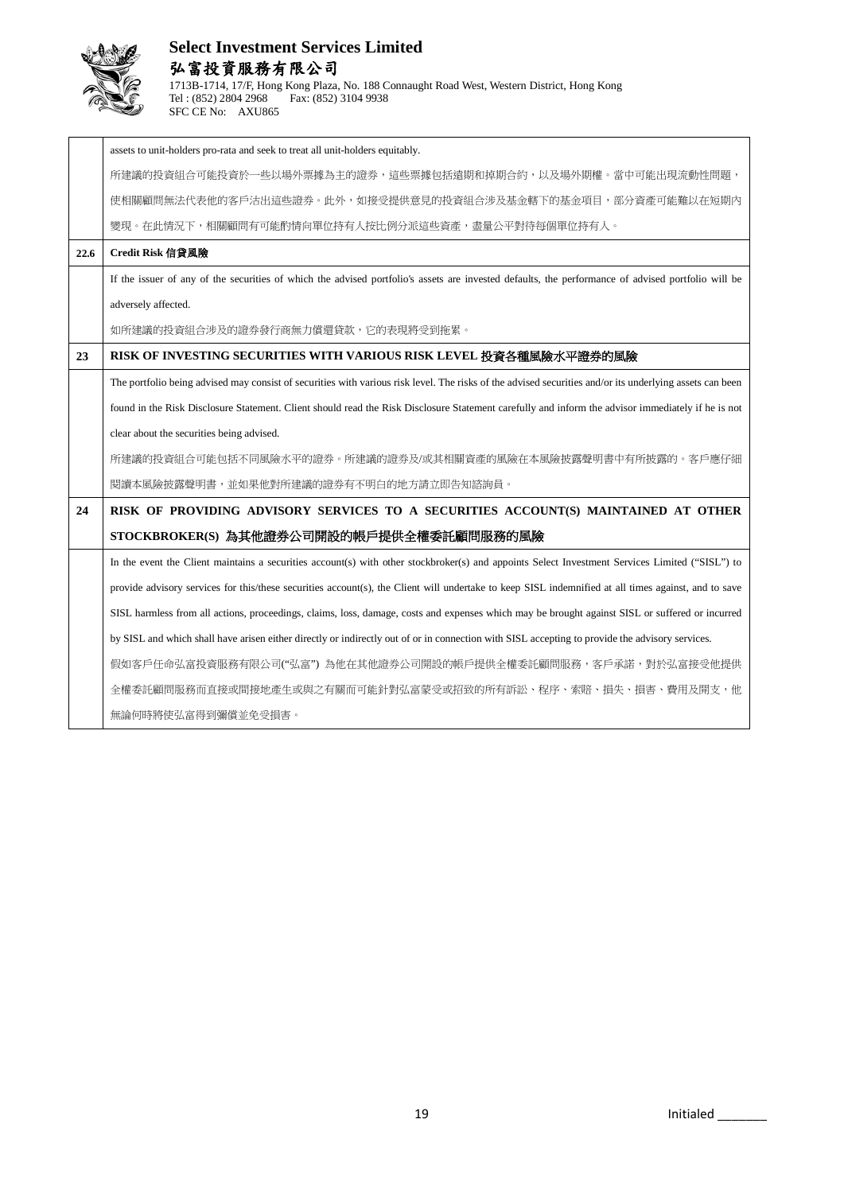| | |
|---|---|
| | assets to unit-holders pro-rata and seek to treat all unit-holders equitably. |
| | 所建議的投資組合可能投資於一些以場外票據為主的證券，這些票據包括遠期和掉期合約，以及場外期權。當中可能出現流動性問題，使相關顧問無法代表他的客戶沽出這些證券。此外，如接受提供意見的投資組合涉及基金轄下的基金項目，部分資產可能難以在短期內變現。在此情況下，相關顧問有可能酌情向單位持有人按比例分派這些資產，盡量公平對待每個單位持有人。 |
| **22.6** | **Credit Risk 信貸風險** |
| | If the issuer of any of the securities of which the advised portfolio's assets are invested defaults, the performance of advised portfolio will be adversely affected. |
| | 如所建議的投資組合涉及的證券發行商無力償還貸款，它的表現將受到拖累。 |
| **23** | **RISK OF INVESTING SECURITIES WITH VARIOUS RISK LEVEL 投資各種風險水平證券的風險** |
| | The portfolio being advised may consist of securities with various risk level. The risks of the advised securities and/or its underlying assets can been found in the Risk Disclosure Statement. Client should read the Risk Disclosure Statement carefully and inform the advisor immediately if he is not clear about the securities being advised. |
| | 所建議的投資組合可能包括不同風險水平的證券。所建議的證券及/或其相關資產的風險在本風險披露聲明書中有所披露的。客戶應仔細閱讀本風險披露聲明書，並如果他對所建議的證券有不明白的地方請立即告知諮詢員。 |
| **24** | **RISK OF PROVIDING ADVISORY SERVICES TO A SECURITIES ACCOUNT(S) MAINTAINED AT OTHER STOCKBROKER(S) 為其他證券公司開設的帳戶提供全權委託顧問服務的風險** |
| | In the event the Client maintains a securities account(s) with other stockbroker(s) and appoints Select Investment Services Limited ("SISL") to provide advisory services for this/these securities account(s), the Client will undertake to keep SISL indemnified at all times against, and to save SISL harmless from all actions, proceedings, claims, loss, damage, costs and expenses which may be brought against SISL or suffered or incurred by SISL and which shall have arisen either directly or indirectly out of or in connection with SISL accepting to provide the advisory services. |
| | 假如客戶任命弘富投資服務有限公司("弘富") 為他在其他證券公司開設的帳戶提供全權委託顧問服務，客戶承諾，對於弘富接受他提供全權委託顧問服務而直接或間接地產生或與之有關而可能針對弘富蒙受或招致的所有訴訟、程序、索賠、損失、損害、費用及開支，他無論何時將使弘富得到彌償並免受損害。 |

Initialed _______